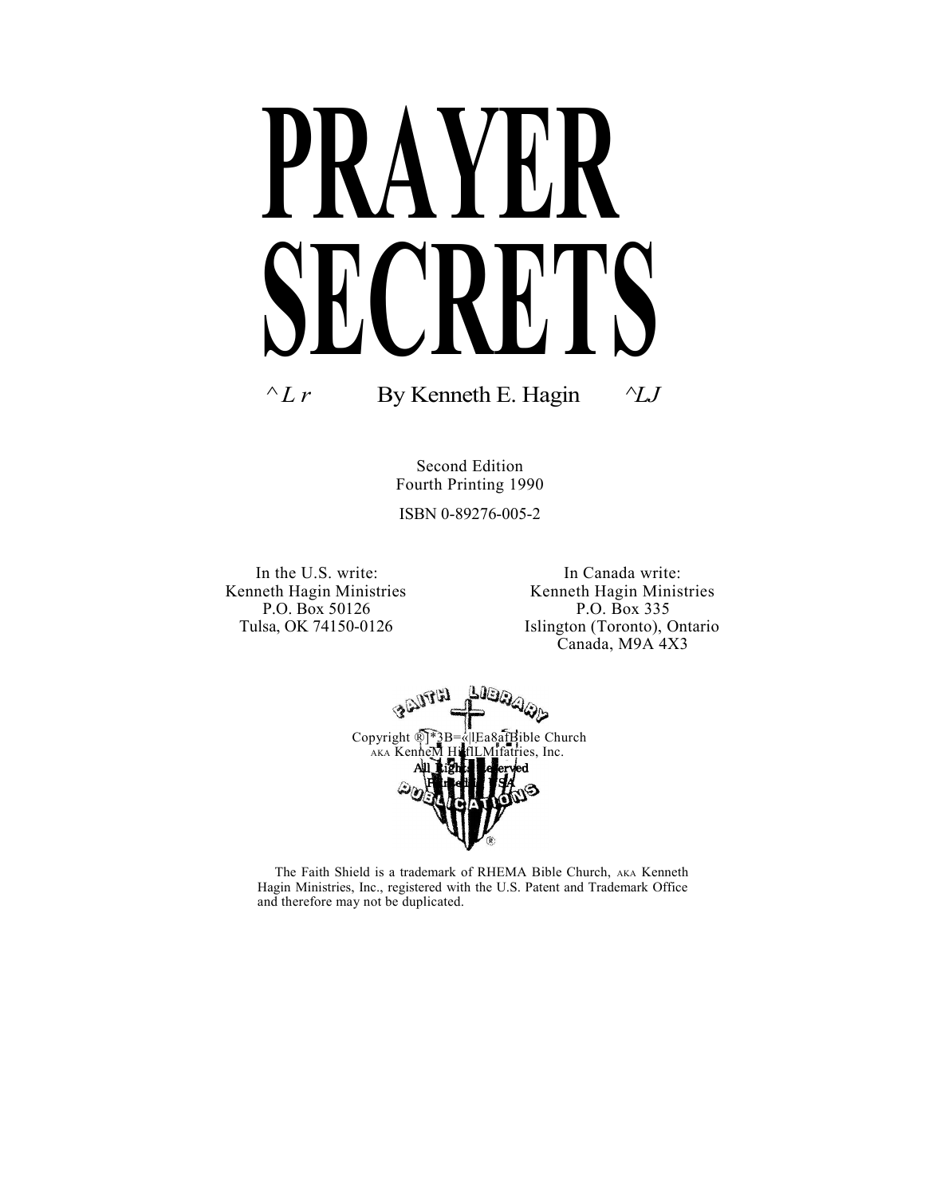# PRAYER SECRETS

^L r By Kenneth E. Hagin ^LJ

Second Edition
Fourth Printing 1990

ISBN 0-89276-005-2

In the U.S. write:
Kenneth Hagin Ministries
P.O. Box 50126
Tulsa, OK 74150-0126

In Canada write:
Kenneth Hagin Ministries
P.O. Box 335
Islington (Toronto), Ontario
Canada, M9A 4X3

FAITH LIBRARY PUBLICATIONS

Copyright ®]*3B=«|Ea8afBible Church
AKA KenneM HiflLMifatries, Inc.
All Rights Reserved
Printed in USA

The Faith Shield is a trademark of RHEMA Bible Church, AKA Kenneth Hagin Ministries, Inc., registered with the U.S. Patent and Trademark Office and therefore may not be duplicated.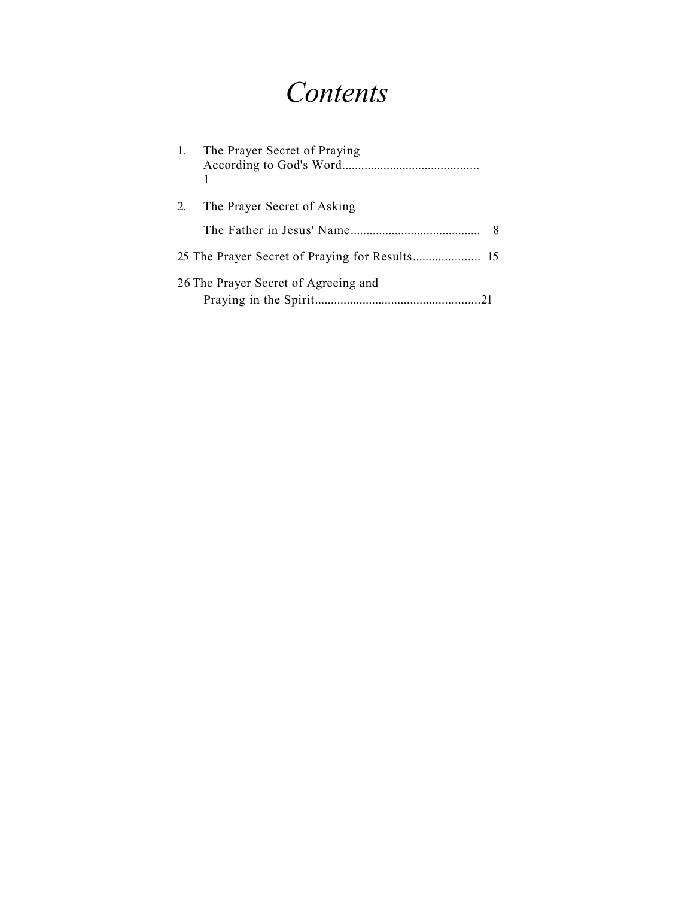# *Contents*

1. The Prayer Secret of Praying According to God's Word........................................... 1

2. The Prayer Secret of Asking The Father in Jesus' Name......................................... 8

25 The Prayer Secret of Praying for Results..................... 15

26 The Prayer Secret of Agreeing and Praying in the Spirit....................................................21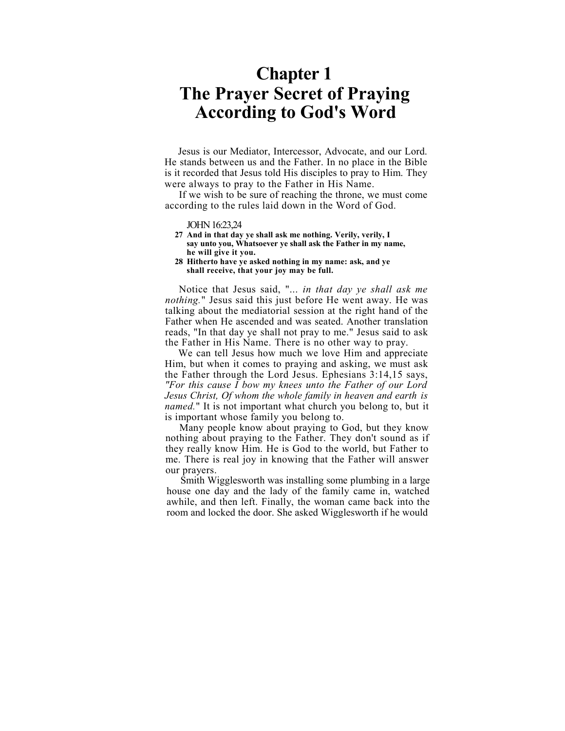# Chapter 1
# The Prayer Secret of Praying According to God's Word

Jesus is our Mediator, Intercessor, Advocate, and our Lord. He stands between us and the Father. In no place in the Bible is it recorded that Jesus told His disciples to pray to Him. They were always to pray to the Father in His Name.

If we wish to be sure of reaching the throne, we must come according to the rules laid down in the Word of God.

JOHN 16:23,24

**27 And in that day ye shall ask me nothing. Verily, verily, I say unto you, Whatsoever ye shall ask the Father in my name, he will give it you.**

**28 Hitherto have ye asked nothing in my name: ask, and ye shall receive, that your joy may be full.**

Notice that Jesus said, "*... in that day ye shall ask me nothing.*" Jesus said this just before He went away. He was talking about the mediatorial session at the right hand of the Father when He ascended and was seated. Another translation reads, "In that day ye shall not pray to me." Jesus said to ask the Father in His Name. There is no other way to pray.

We can tell Jesus how much we love Him and appreciate Him, but when it comes to praying and asking, we must ask the Father through the Lord Jesus. Ephesians 3:14,15 says, *"For this cause I bow my knees unto the Father of our Lord Jesus Christ, Of whom the whole family in heaven and earth is named.*" It is not important what church you belong to, but it is important whose family you belong to.

Many people know about praying to God, but they know nothing about praying to the Father. They don't sound as if they really know Him. He is God to the world, but Father to me. There is real joy in knowing that the Father will answer our prayers.

Smith Wigglesworth was installing some plumbing in a large house one day and the lady of the family came in, watched awhile, and then left. Finally, the woman came back into the room and locked the door. She asked Wigglesworth if he would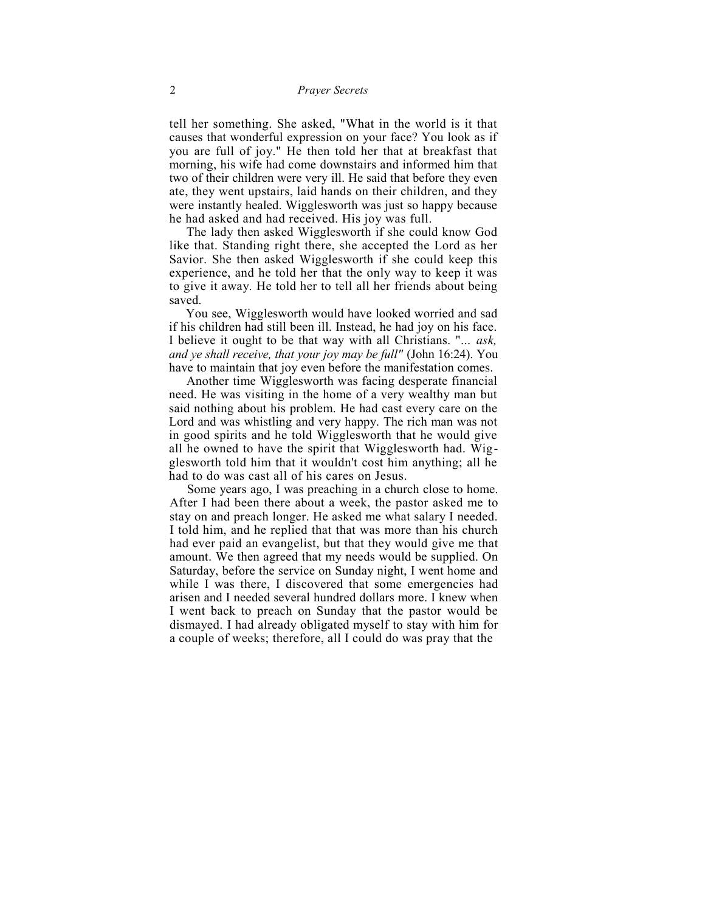tell her something. She asked, "What in the world is it that causes that wonderful expression on your face? You look as if you are full of joy." He then told her that at breakfast that morning, his wife had come downstairs and informed him that two of their children were very ill. He said that before they even ate, they went upstairs, laid hands on their children, and they were instantly healed. Wigglesworth was just so happy because he had asked and had received. His joy was full.

The lady then asked Wigglesworth if she could know God like that. Standing right there, she accepted the Lord as her Savior. She then asked Wigglesworth if she could keep this experience, and he told her that the only way to keep it was to give it away. He told her to tell all her friends about being saved.

You see, Wigglesworth would have looked worried and sad if his children had still been ill. Instead, he had joy on his face. I believe it ought to be that way with all Christians. "... *ask, and ye shall receive, that your joy may be full"* (John 16:24). You have to maintain that joy even before the manifestation comes.

Another time Wigglesworth was facing desperate financial need. He was visiting in the home of a very wealthy man but said nothing about his problem. He had cast every care on the Lord and was whistling and very happy. The rich man was not in good spirits and he told Wigglesworth that he would give all he owned to have the spirit that Wigglesworth had. Wigglesworth told him that it wouldn't cost him anything; all he had to do was cast all of his cares on Jesus.

Some years ago, I was preaching in a church close to home. After I had been there about a week, the pastor asked me to stay on and preach longer. He asked me what salary I needed. I told him, and he replied that that was more than his church had ever paid an evangelist, but that they would give me that amount. We then agreed that my needs would be supplied. On Saturday, before the service on Sunday night, I went home and while I was there, I discovered that some emergencies had arisen and I needed several hundred dollars more. I knew when I went back to preach on Sunday that the pastor would be dismayed. I had already obligated myself to stay with him for a couple of weeks; therefore, all I could do was pray that the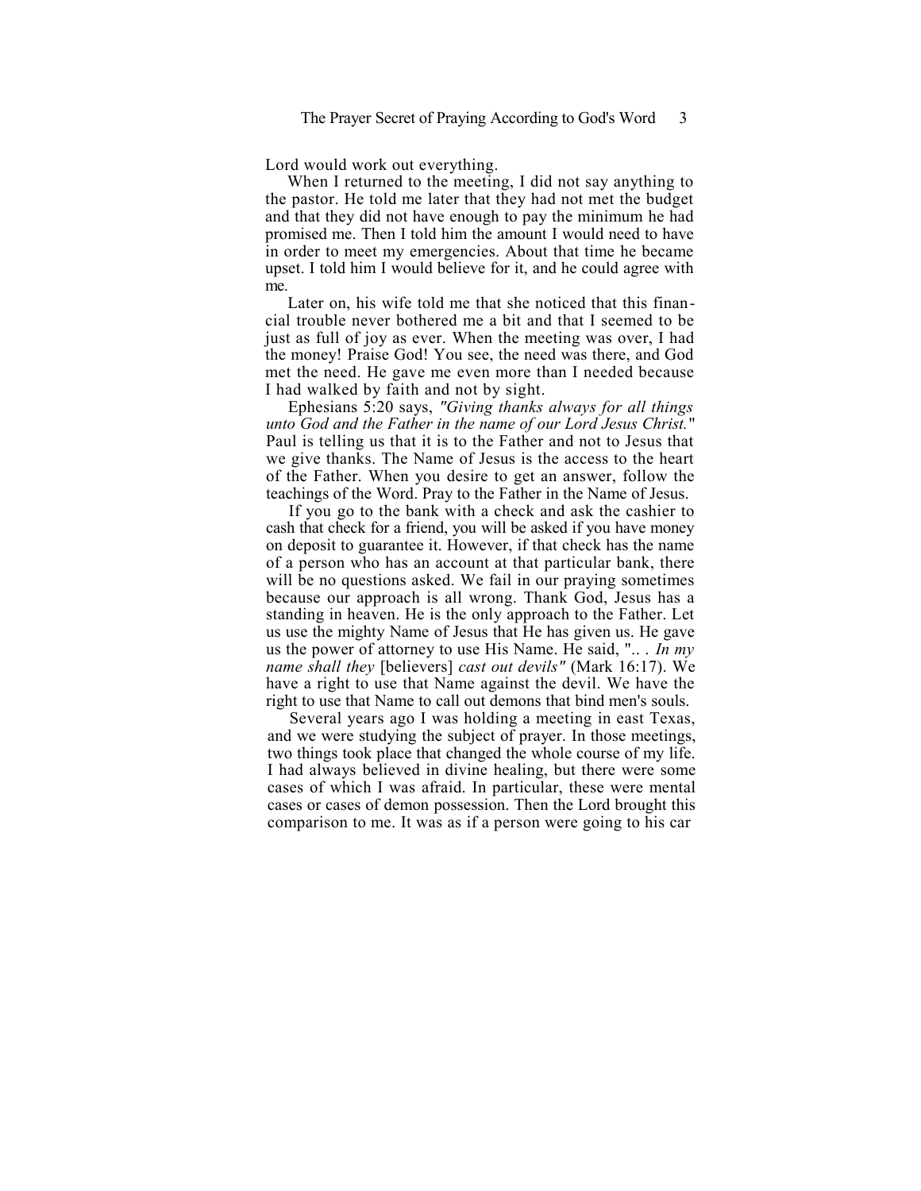Lord would work out everything.

When I returned to the meeting, I did not say anything to the pastor. He told me later that they had not met the budget and that they did not have enough to pay the minimum he had promised me. Then I told him the amount I would need to have in order to meet my emergencies. About that time he became upset. I told him I would believe for it, and he could agree with me.

Later on, his wife told me that she noticed that this financial trouble never bothered me a bit and that I seemed to be just as full of joy as ever. When the meeting was over, I had the money! Praise God! You see, the need was there, and God met the need. He gave me even more than I needed because I had walked by faith and not by sight.

Ephesians 5:20 says, *"Giving thanks always for all things unto God and the Father in the name of our Lord Jesus Christ."* Paul is telling us that it is to the Father and not to Jesus that we give thanks. The Name of Jesus is the access to the heart of the Father. When you desire to get an answer, follow the teachings of the Word. Pray to the Father in the Name of Jesus.

If you go to the bank with a check and ask the cashier to cash that check for a friend, you will be asked if you have money on deposit to guarantee it. However, if that check has the name of a person who has an account at that particular bank, there will be no questions asked. We fail in our praying sometimes because our approach is all wrong. Thank God, Jesus has a standing in heaven. He is the only approach to the Father. Let us use the mighty Name of Jesus that He has given us. He gave us the power of attorney to use His Name. He said, ".. . *In my name shall they* [believers] *cast out devils"* (Mark 16:17). We have a right to use that Name against the devil. We have the right to use that Name to call out demons that bind men's souls.

Several years ago I was holding a meeting in east Texas, and we were studying the subject of prayer. In those meetings, two things took place that changed the whole course of my life. I had always believed in divine healing, but there were some cases of which I was afraid. In particular, these were mental cases or cases of demon possession. Then the Lord brought this comparison to me. It was as if a person were going to his car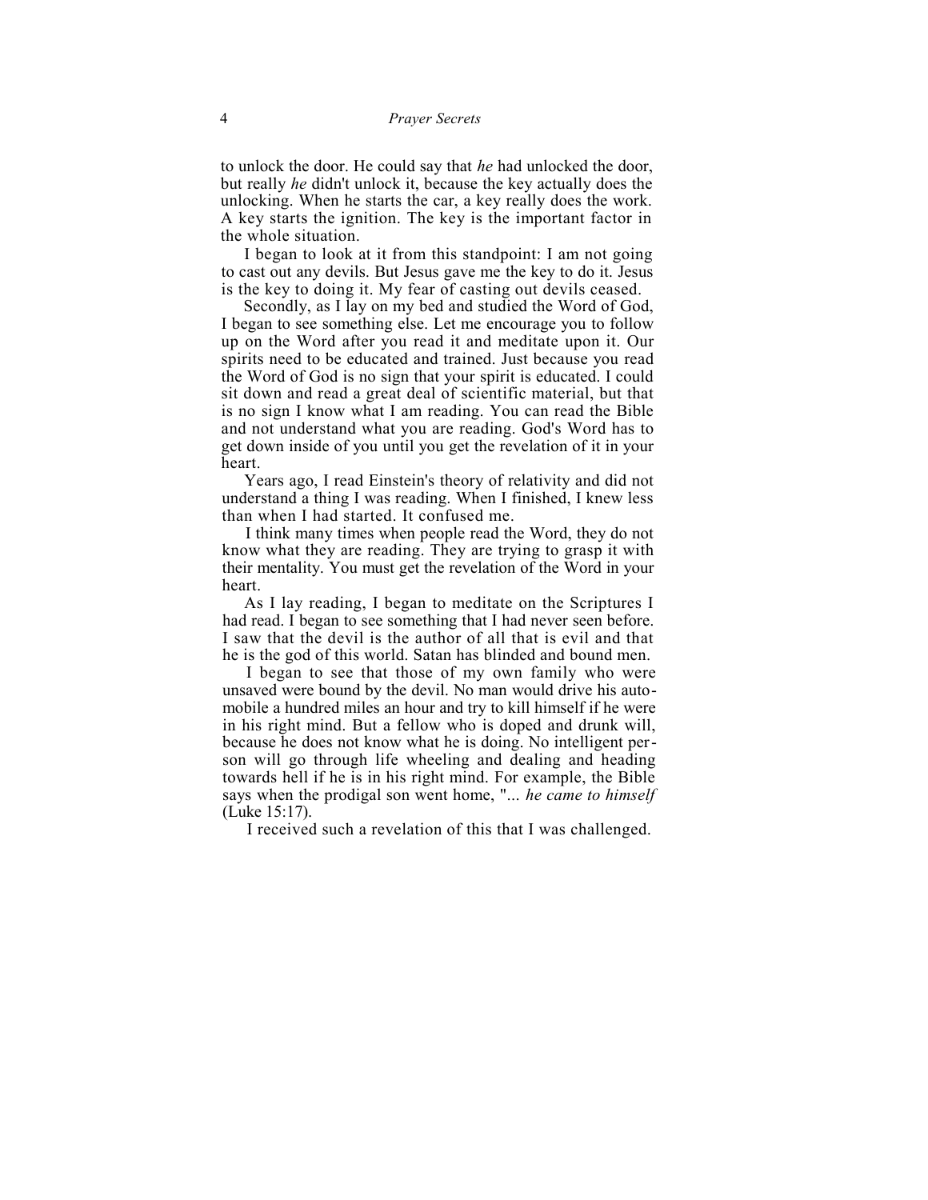to unlock the door. He could say that *he* had unlocked the door, but really *he* didn't unlock it, because the key actually does the unlocking. When he starts the car, a key really does the work. A key starts the ignition. The key is the important factor in the whole situation.

I began to look at it from this standpoint: I am not going to cast out any devils. But Jesus gave me the key to do it. Jesus is the key to doing it. My fear of casting out devils ceased.

Secondly, as I lay on my bed and studied the Word of God, I began to see something else. Let me encourage you to follow up on the Word after you read it and meditate upon it. Our spirits need to be educated and trained. Just because you read the Word of God is no sign that your spirit is educated. I could sit down and read a great deal of scientific material, but that is no sign I know what I am reading. You can read the Bible and not understand what you are reading. God's Word has to get down inside of you until you get the revelation of it in your heart.

Years ago, I read Einstein's theory of relativity and did not understand a thing I was reading. When I finished, I knew less than when I had started. It confused me.

I think many times when people read the Word, they do not know what they are reading. They are trying to grasp it with their mentality. You must get the revelation of the Word in your heart.

As I lay reading, I began to meditate on the Scriptures I had read. I began to see something that I had never seen before. I saw that the devil is the author of all that is evil and that he is the god of this world. Satan has blinded and bound men.

I began to see that those of my own family who were unsaved were bound by the devil. No man would drive his automobile a hundred miles an hour and try to kill himself if he were in his right mind. But a fellow who is doped and drunk will, because he does not know what he is doing. No intelligent person will go through life wheeling and dealing and heading towards hell if he is in his right mind. For example, the Bible says when the prodigal son went home, "... *he came to himself* (Luke 15:17).

I received such a revelation of this that I was challenged.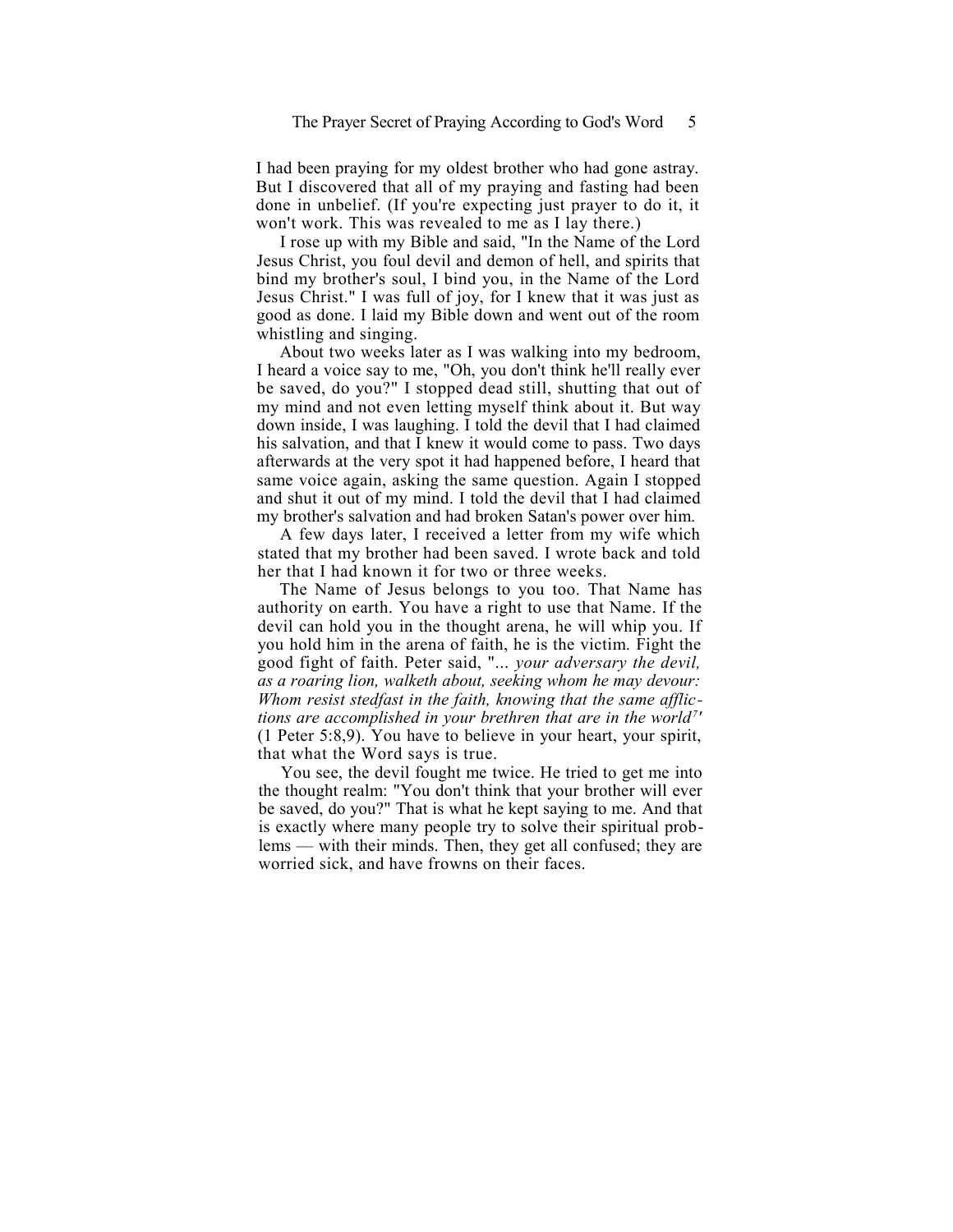I had been praying for my oldest brother who had gone astray. But I discovered that all of my praying and fasting had been done in unbelief. (If you're expecting just prayer to do it, it won't work. This was revealed to me as I lay there.)

I rose up with my Bible and said, "In the Name of the Lord Jesus Christ, you foul devil and demon of hell, and spirits that bind my brother's soul, I bind you, in the Name of the Lord Jesus Christ." I was full of joy, for I knew that it was just as good as done. I laid my Bible down and went out of the room whistling and singing.

About two weeks later as I was walking into my bedroom, I heard a voice say to me, "Oh, you don't think he'll really ever be saved, do you?" I stopped dead still, shutting that out of my mind and not even letting myself think about it. But way down inside, I was laughing. I told the devil that I had claimed his salvation, and that I knew it would come to pass. Two days afterwards at the very spot it had happened before, I heard that same voice again, asking the same question. Again I stopped and shut it out of my mind. I told the devil that I had claimed my brother's salvation and had broken Satan's power over him.

A few days later, I received a letter from my wife which stated that my brother had been saved. I wrote back and told her that I had known it for two or three weeks.

The Name of Jesus belongs to you too. That Name has authority on earth. You have a right to use that Name. If the devil can hold you in the thought arena, he will whip you. If you hold him in the arena of faith, he is the victim. Fight the good fight of faith. Peter said, "*... your adversary the devil, as a roaring lion, walketh about, seeking whom he may devour: Whom resist stedfast in the faith, knowing that the same afflictions are accomplished in your brethren that are in the world*" (1 Peter 5:8,9). You have to believe in your heart, your spirit, that what the Word says is true.

You see, the devil fought me twice. He tried to get me into the thought realm: "You don't think that your brother will ever be saved, do you?" That is what he kept saying to me. And that is exactly where many people try to solve their spiritual problems — with their minds. Then, they get all confused; they are worried sick, and have frowns on their faces.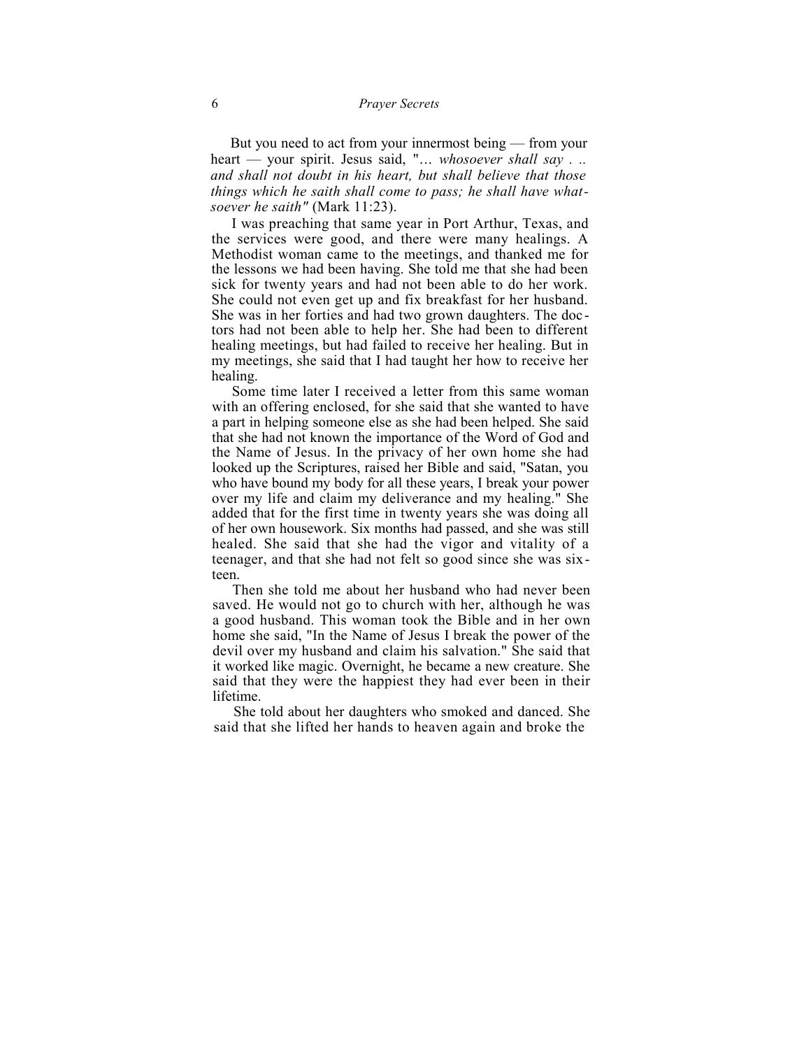But you need to act from your innermost being — from your heart — your spirit. Jesus said, "*… whosoever shall say . .. and shall not doubt in his heart, but shall believe that those things which he saith shall come to pass; he shall have whatsoever he saith"* (Mark 11:23).

I was preaching that same year in Port Arthur, Texas, and the services were good, and there were many healings. A Methodist woman came to the meetings, and thanked me for the lessons we had been having. She told me that she had been sick for twenty years and had not been able to do her work. She could not even get up and fix breakfast for her husband. She was in her forties and had two grown daughters. The doctors had not been able to help her. She had been to different healing meetings, but had failed to receive her healing. But in my meetings, she said that I had taught her how to receive her healing.

Some time later I received a letter from this same woman with an offering enclosed, for she said that she wanted to have a part in helping someone else as she had been helped. She said that she had not known the importance of the Word of God and the Name of Jesus. In the privacy of her own home she had looked up the Scriptures, raised her Bible and said, "Satan, you who have bound my body for all these years, I break your power over my life and claim my deliverance and my healing." She added that for the first time in twenty years she was doing all of her own housework. Six months had passed, and she was still healed. She said that she had the vigor and vitality of a teenager, and that she had not felt so good since she was sixteen.

Then she told me about her husband who had never been saved. He would not go to church with her, although he was a good husband. This woman took the Bible and in her own home she said, "In the Name of Jesus I break the power of the devil over my husband and claim his salvation." She said that it worked like magic. Overnight, he became a new creature. She said that they were the happiest they had ever been in their lifetime.

She told about her daughters who smoked and danced. She said that she lifted her hands to heaven again and broke the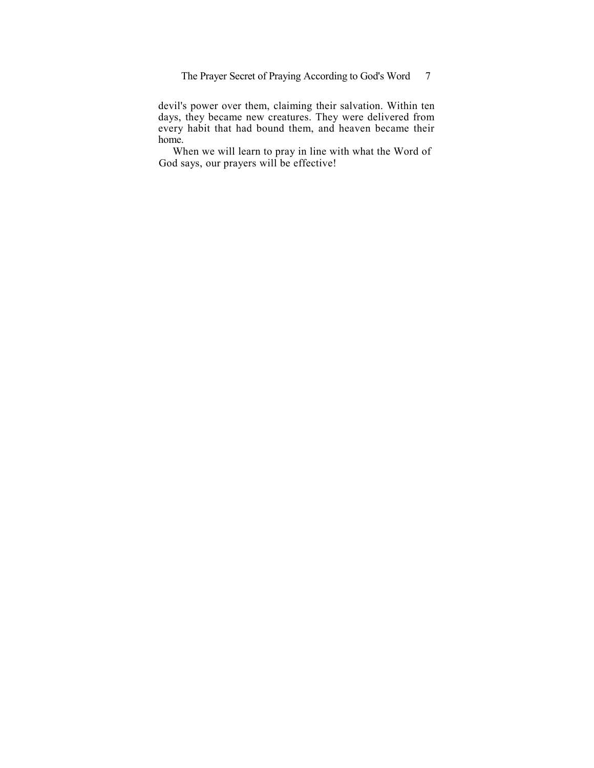devil's power over them, claiming their salvation. Within ten days, they became new creatures. They were delivered from every habit that had bound them, and heaven became their home.

When we will learn to pray in line with what the Word of God says, our prayers will be effective!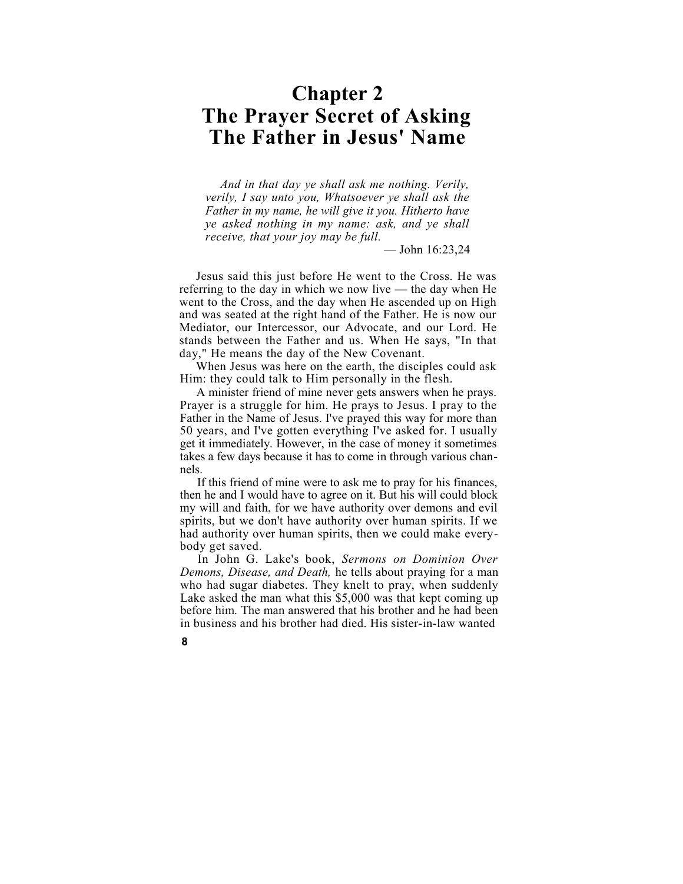# Chapter 2
# The Prayer Secret of Asking The Father in Jesus' Name

> *And in that day ye shall ask me nothing. Verily, verily, I say unto you, Whatsoever ye shall ask the Father in my name, he will give it you. Hitherto have ye asked nothing in my name: ask, and ye shall receive, that your joy may be full.*
>
> — John 16:23,24

Jesus said this just before He went to the Cross. He was referring to the day in which we now live — the day when He went to the Cross, and the day when He ascended up on High and was seated at the right hand of the Father. He is now our Mediator, our Intercessor, our Advocate, and our Lord. He stands between the Father and us. When He says, "In that day," He means the day of the New Covenant.

When Jesus was here on the earth, the disciples could ask Him: they could talk to Him personally in the flesh.

A minister friend of mine never gets answers when he prays. Prayer is a struggle for him. He prays to Jesus. I pray to the Father in the Name of Jesus. I've prayed this way for more than 50 years, and I've gotten everything I've asked for. I usually get it immediately. However, in the case of money it sometimes takes a few days because it has to come in through various channels.

If this friend of mine were to ask me to pray for his finances, then he and I would have to agree on it. But his will could block my will and faith, for we have authority over demons and evil spirits, but we don't have authority over human spirits. If we had authority over human spirits, then we could make everybody get saved.

In John G. Lake's book, *Sermons on Dominion Over Demons, Disease, and Death,* he tells about praying for a man who had sugar diabetes. They knelt to pray, when suddenly Lake asked the man what this $5,000 was that kept coming up before him. The man answered that his brother and he had been in business and his brother had died. His sister-in-law wanted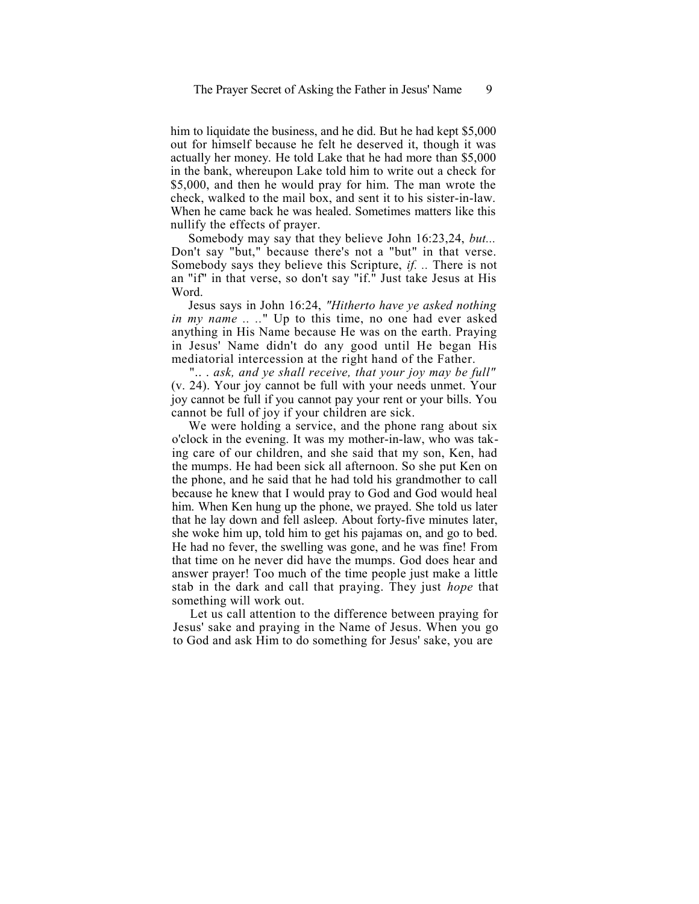him to liquidate the business, and he did. But he had kept $5,000 out for himself because he felt he deserved it, though it was actually her money. He told Lake that he had more than $5,000 in the bank, whereupon Lake told him to write out a check for $5,000, and then he would pray for him. The man wrote the check, walked to the mail box, and sent it to his sister-in-law. When he came back he was healed. Sometimes matters like this nullify the effects of prayer.

Somebody may say that they believe John 16:23,24, *but...* Don't say "but," because there's not a "but" in that verse. Somebody says they believe this Scripture, *if. ..* There is not an "if" in that verse, so don't say "if." Just take Jesus at His Word.

Jesus says in John 16:24, *"Hitherto have ye asked nothing in my name .. ..*" Up to this time, no one had ever asked anything in His Name because He was on the earth. Praying in Jesus' Name didn't do any good until He began His mediatorial intercession at the right hand of the Father.

".. . *ask, and ye shall receive, that your joy may be full"* (v. 24). Your joy cannot be full with your needs unmet. Your joy cannot be full if you cannot pay your rent or your bills. You cannot be full of joy if your children are sick.

We were holding a service, and the phone rang about six o'clock in the evening. It was my mother-in-law, who was taking care of our children, and she said that my son, Ken, had the mumps. He had been sick all afternoon. So she put Ken on the phone, and he said that he had told his grandmother to call because he knew that I would pray to God and God would heal him. When Ken hung up the phone, we prayed. She told us later that he lay down and fell asleep. About forty-five minutes later, she woke him up, told him to get his pajamas on, and go to bed. He had no fever, the swelling was gone, and he was fine! From that time on he never did have the mumps. God does hear and answer prayer! Too much of the time people just make a little stab in the dark and call that praying. They just *hope* that something will work out.

Let us call attention to the difference between praying for Jesus' sake and praying in the Name of Jesus. When you go to God and ask Him to do something for Jesus' sake, you are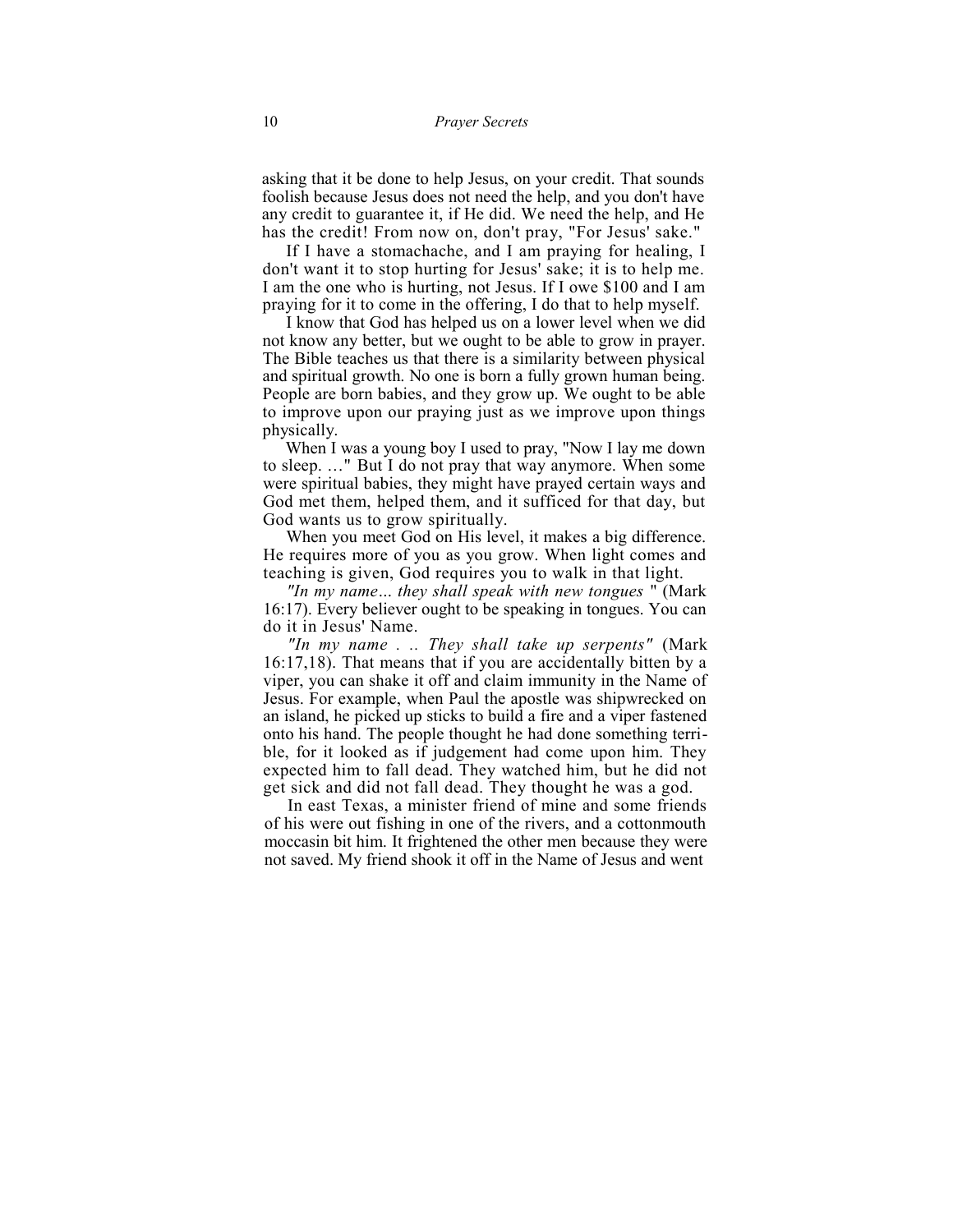asking that it be done to help Jesus, on your credit. That sounds foolish because Jesus does not need the help, and you don't have any credit to guarantee it, if He did. We need the help, and He has the credit! From now on, don't pray, "For Jesus' sake."

If I have a stomachache, and I am praying for healing, I don't want it to stop hurting for Jesus' sake; it is to help me. I am the one who is hurting, not Jesus. If I owe $100 and I am praying for it to come in the offering, I do that to help myself.

I know that God has helped us on a lower level when we did not know any better, but we ought to be able to grow in prayer. The Bible teaches us that there is a similarity between physical and spiritual growth. No one is born a fully grown human being. People are born babies, and they grow up. We ought to be able to improve upon our praying just as we improve upon things physically.

When I was a young boy I used to pray, "Now I lay me down to sleep. …" But I do not pray that way anymore. When some were spiritual babies, they might have prayed certain ways and God met them, helped them, and it sufficed for that day, but God wants us to grow spiritually.

When you meet God on His level, it makes a big difference. He requires more of you as you grow. When light comes and teaching is given, God requires you to walk in that light.

*"In my name… they shall speak with new tongues* " (Mark 16:17). Every believer ought to be speaking in tongues. You can do it in Jesus' Name.

*"In my name . .. They shall take up serpents"* (Mark 16:17,18). That means that if you are accidentally bitten by a viper, you can shake it off and claim immunity in the Name of Jesus. For example, when Paul the apostle was shipwrecked on an island, he picked up sticks to build a fire and a viper fastened onto his hand. The people thought he had done something terrible, for it looked as if judgement had come upon him. They expected him to fall dead. They watched him, but he did not get sick and did not fall dead. They thought he was a god.

In east Texas, a minister friend of mine and some friends of his were out fishing in one of the rivers, and a cottonmouth moccasin bit him. It frightened the other men because they were not saved. My friend shook it off in the Name of Jesus and went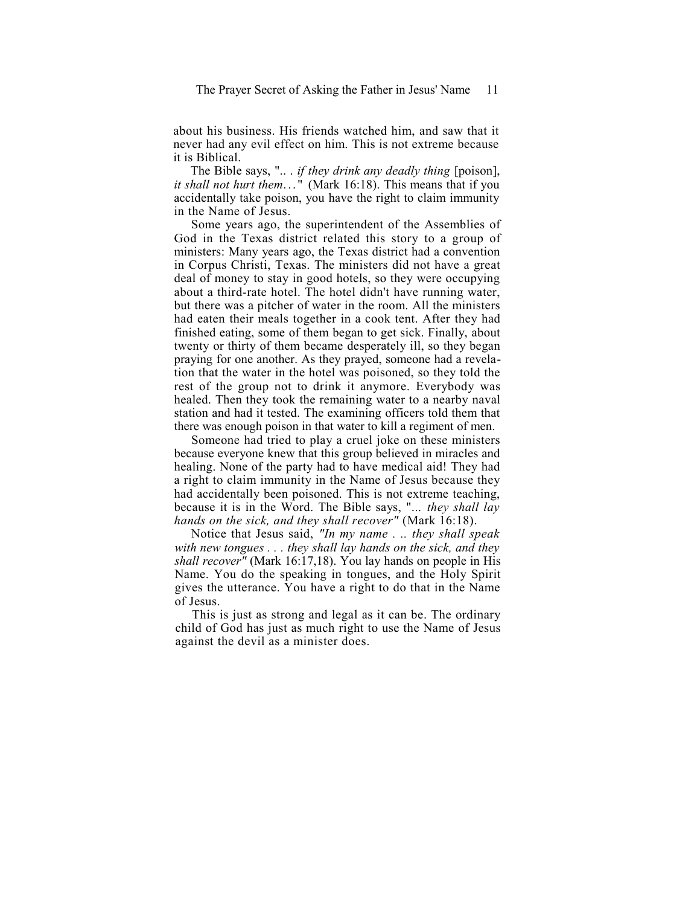about his business. His friends watched him, and saw that it never had any evil effect on him. This is not extreme because it is Biblical.

The Bible says, ".. . *if they drink any deadly thing* [poison], *it shall not hurt them…*" (Mark 16:18). This means that if you accidentally take poison, you have the right to claim immunity in the Name of Jesus.

Some years ago, the superintendent of the Assemblies of God in the Texas district related this story to a group of ministers: Many years ago, the Texas district had a convention in Corpus Christi, Texas. The ministers did not have a great deal of money to stay in good hotels, so they were occupying about a third-rate hotel. The hotel didn't have running water, but there was a pitcher of water in the room. All the ministers had eaten their meals together in a cook tent. After they had finished eating, some of them began to get sick. Finally, about twenty or thirty of them became desperately ill, so they began praying for one another. As they prayed, someone had a revelation that the water in the hotel was poisoned, so they told the rest of the group not to drink it anymore. Everybody was healed. Then they took the remaining water to a nearby naval station and had it tested. The examining officers told them that there was enough poison in that water to kill a regiment of men.

Someone had tried to play a cruel joke on these ministers because everyone knew that this group believed in miracles and healing. None of the party had to have medical aid! They had a right to claim immunity in the Name of Jesus because they had accidentally been poisoned. This is not extreme teaching, because it is in the Word. The Bible says, "... *they shall lay hands on the sick, and they shall recover"* (Mark 16:18).

Notice that Jesus said, *"In my name . .. they shall speak with new tongues . . . they shall lay hands on the sick, and they shall recover"* (Mark 16:17,18). You lay hands on people in His Name. You do the speaking in tongues, and the Holy Spirit gives the utterance. You have a right to do that in the Name of Jesus.

This is just as strong and legal as it can be. The ordinary child of God has just as much right to use the Name of Jesus against the devil as a minister does.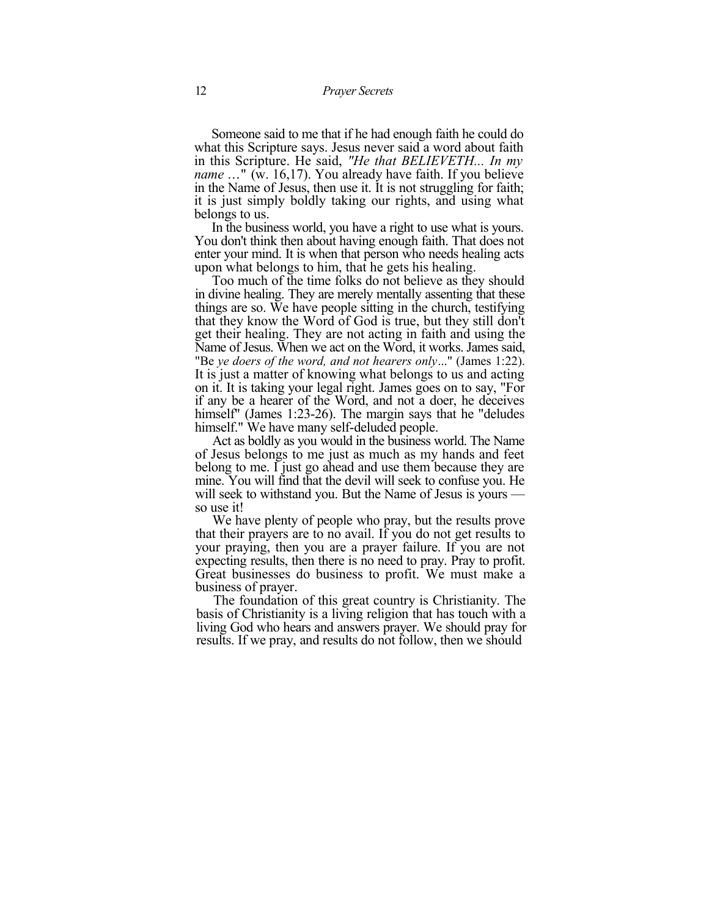Someone said to me that if he had enough faith he could do what this Scripture says. Jesus never said a word about faith in this Scripture. He said, *"He that BELIEVETH... In my name* ..." (w. 16,17). You already have faith. If you believe in the Name of Jesus, then use it. It is not struggling for faith; it is just simply boldly taking our rights, and using what belongs to us.

In the business world, you have a right to use what is yours. You don't think then about having enough faith. That does not enter your mind. It is when that person who needs healing acts upon what belongs to him, that he gets his healing.

Too much of the time folks do not believe as they should in divine healing. They are merely mentally assenting that these things are so. We have people sitting in the church, testifying that they know the Word of God is true, but they still don't get their healing. They are not acting in faith and using the Name of Jesus. When we act on the Word, it works. James said, "Be *ye doers of the word, and not hearers only*..." (James 1:22). It is just a matter of knowing what belongs to us and acting on it. It is taking your legal right. James goes on to say, "For if any be a hearer of the Word, and not a doer, he deceives himself" (James 1:23-26). The margin says that he "deludes himself." We have many self-deluded people.

Act as boldly as you would in the business world. The Name of Jesus belongs to me just as much as my hands and feet belong to me. I just go ahead and use them because they are mine. You will find that the devil will seek to confuse you. He will seek to withstand you. But the Name of Jesus is yours — so use it!

We have plenty of people who pray, but the results prove that their prayers are to no avail. If you do not get results to your praying, then you are a prayer failure. If you are not expecting results, then there is no need to pray. Pray to profit. Great businesses do business to profit. We must make a business of prayer.

The foundation of this great country is Christianity. The basis of Christianity is a living religion that has touch with a living God who hears and answers prayer. We should pray for results. If we pray, and results do not follow, then we should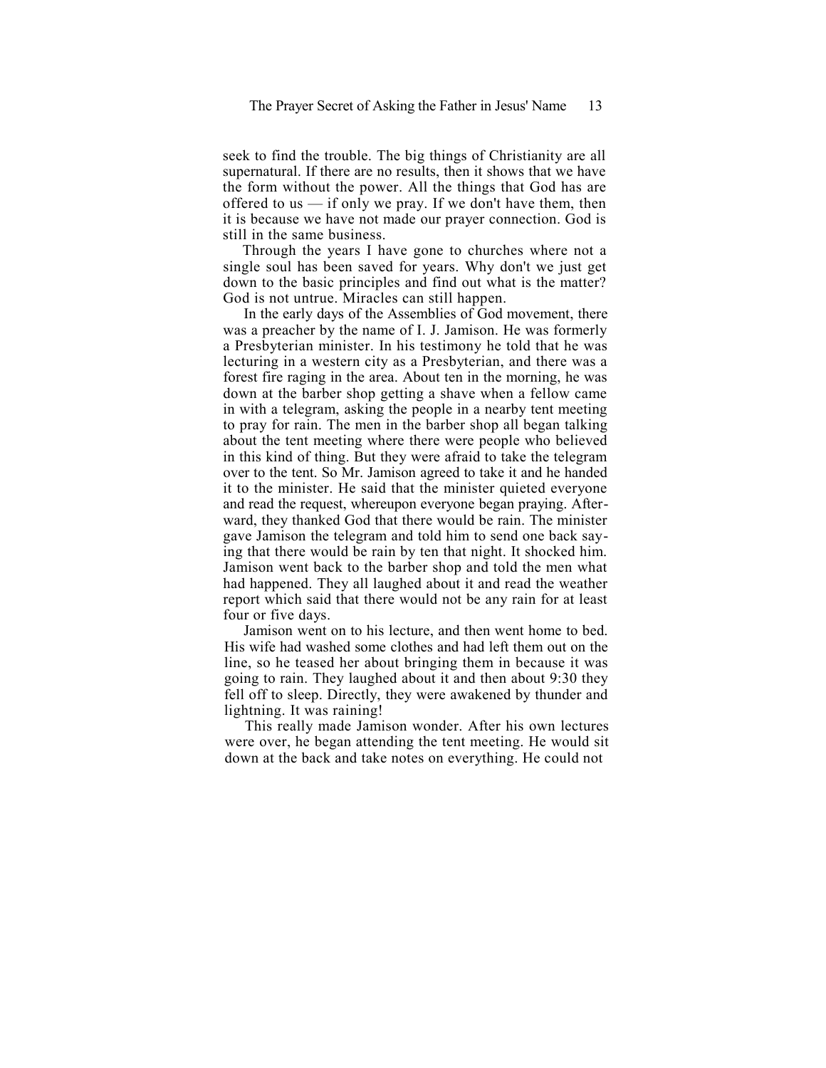seek to find the trouble. The big things of Christianity are all supernatural. If there are no results, then it shows that we have the form without the power. All the things that God has are offered to us — if only we pray. If we don't have them, then it is because we have not made our prayer connection. God is still in the same business.

Through the years I have gone to churches where not a single soul has been saved for years. Why don't we just get down to the basic principles and find out what is the matter? God is not untrue. Miracles can still happen.

In the early days of the Assemblies of God movement, there was a preacher by the name of I. J. Jamison. He was formerly a Presbyterian minister. In his testimony he told that he was lecturing in a western city as a Presbyterian, and there was a forest fire raging in the area. About ten in the morning, he was down at the barber shop getting a shave when a fellow came in with a telegram, asking the people in a nearby tent meeting to pray for rain. The men in the barber shop all began talking about the tent meeting where there were people who believed in this kind of thing. But they were afraid to take the telegram over to the tent. So Mr. Jamison agreed to take it and he handed it to the minister. He said that the minister quieted everyone and read the request, whereupon everyone began praying. Afterward, they thanked God that there would be rain. The minister gave Jamison the telegram and told him to send one back saying that there would be rain by ten that night. It shocked him. Jamison went back to the barber shop and told the men what had happened. They all laughed about it and read the weather report which said that there would not be any rain for at least four or five days.

Jamison went on to his lecture, and then went home to bed. His wife had washed some clothes and had left them out on the line, so he teased her about bringing them in because it was going to rain. They laughed about it and then about 9:30 they fell off to sleep. Directly, they were awakened by thunder and lightning. It was raining!

This really made Jamison wonder. After his own lectures were over, he began attending the tent meeting. He would sit down at the back and take notes on everything. He could not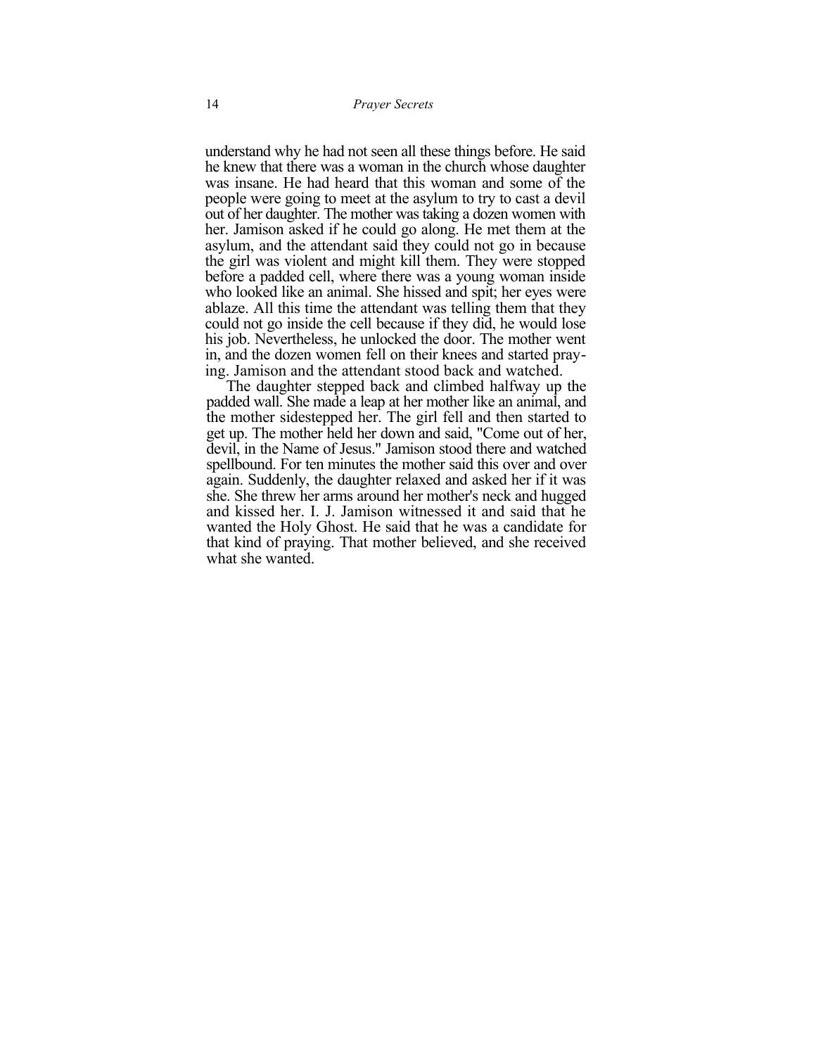understand why he had not seen all these things before. He said he knew that there was a woman in the church whose daughter was insane. He had heard that this woman and some of the people were going to meet at the asylum to try to cast a devil out of her daughter. The mother was taking a dozen women with her. Jamison asked if he could go along. He met them at the asylum, and the attendant said they could not go in because the girl was violent and might kill them. They were stopped before a padded cell, where there was a young woman inside who looked like an animal. She hissed and spit; her eyes were ablaze. All this time the attendant was telling them that they could not go inside the cell because if they did, he would lose his job. Nevertheless, he unlocked the door. The mother went in, and the dozen women fell on their knees and started praying. Jamison and the attendant stood back and watched.

The daughter stepped back and climbed halfway up the padded wall. She made a leap at her mother like an animal, and the mother sidestepped her. The girl fell and then started to get up. The mother held her down and said, "Come out of her, devil, in the Name of Jesus." Jamison stood there and watched spellbound. For ten minutes the mother said this over and over again. Suddenly, the daughter relaxed and asked her if it was she. She threw her arms around her mother's neck and hugged and kissed her. I. J. Jamison witnessed it and said that he wanted the Holy Ghost. He said that he was a candidate for that kind of praying. That mother believed, and she received what she wanted.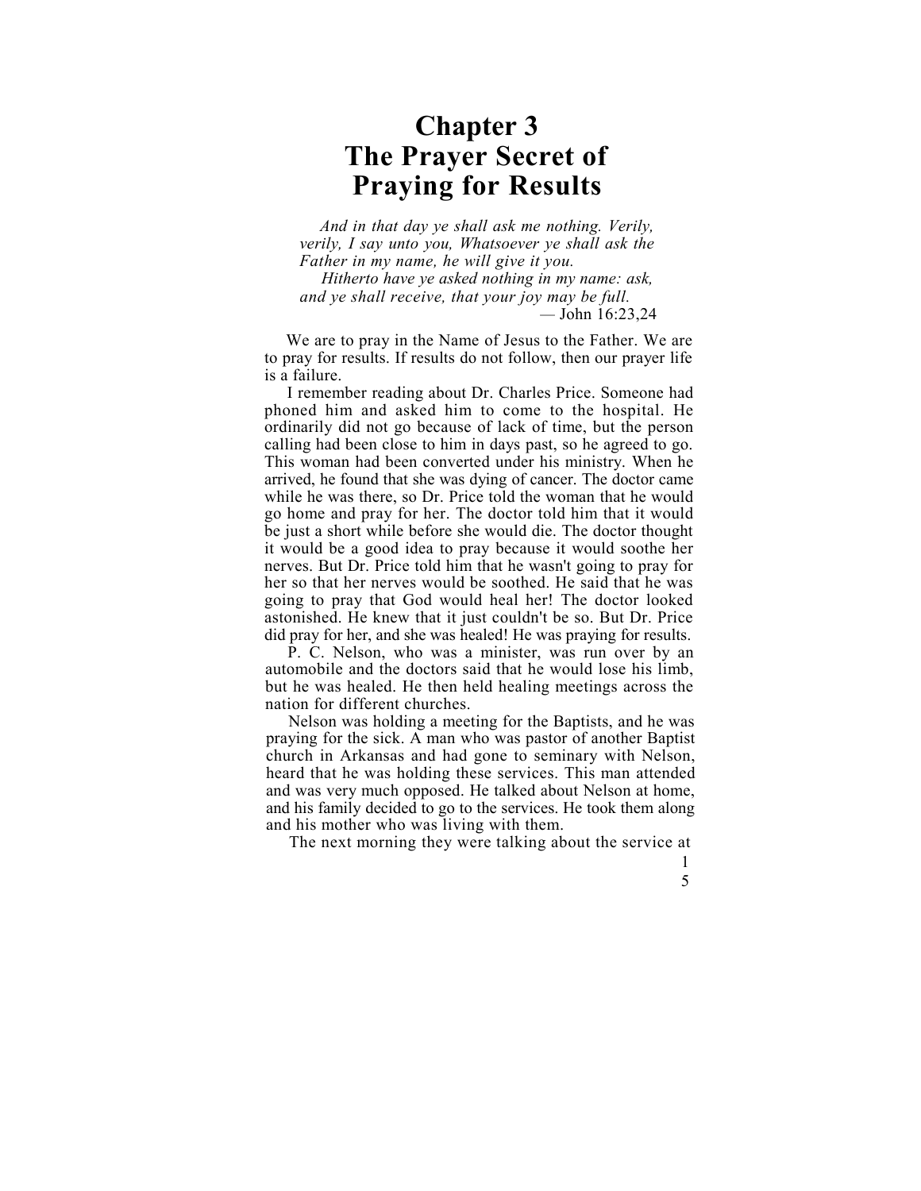# Chapter 3
# The Prayer Secret of Praying for Results

*And in that day ye shall ask me nothing. Verily, verily, I say unto you, Whatsoever ye shall ask the Father in my name, he will give it you.*

*Hitherto have ye asked nothing in my name: ask, and ye shall receive, that your joy may be full.*

— John 16:23,24

We are to pray in the Name of Jesus to the Father. We are to pray for results. If results do not follow, then our prayer life is a failure.

I remember reading about Dr. Charles Price. Someone had phoned him and asked him to come to the hospital. He ordinarily did not go because of lack of time, but the person calling had been close to him in days past, so he agreed to go. This woman had been converted under his ministry. When he arrived, he found that she was dying of cancer. The doctor came while he was there, so Dr. Price told the woman that he would go home and pray for her. The doctor told him that it would be just a short while before she would die. The doctor thought it would be a good idea to pray because it would soothe her nerves. But Dr. Price told him that he wasn't going to pray for her so that her nerves would be soothed. He said that he was going to pray that God would heal her! The doctor looked astonished. He knew that it just couldn't be so. But Dr. Price did pray for her, and she was healed! He was praying for results.

P. C. Nelson, who was a minister, was run over by an automobile and the doctors said that he would lose his limb, but he was healed. He then held healing meetings across the nation for different churches.

Nelson was holding a meeting for the Baptists, and he was praying for the sick. A man who was pastor of another Baptist church in Arkansas and had gone to seminary with Nelson, heard that he was holding these services. This man attended and was very much opposed. He talked about Nelson at home, and his family decided to go to the services. He took them along and his mother who was living with them.

The next morning they were talking about the service at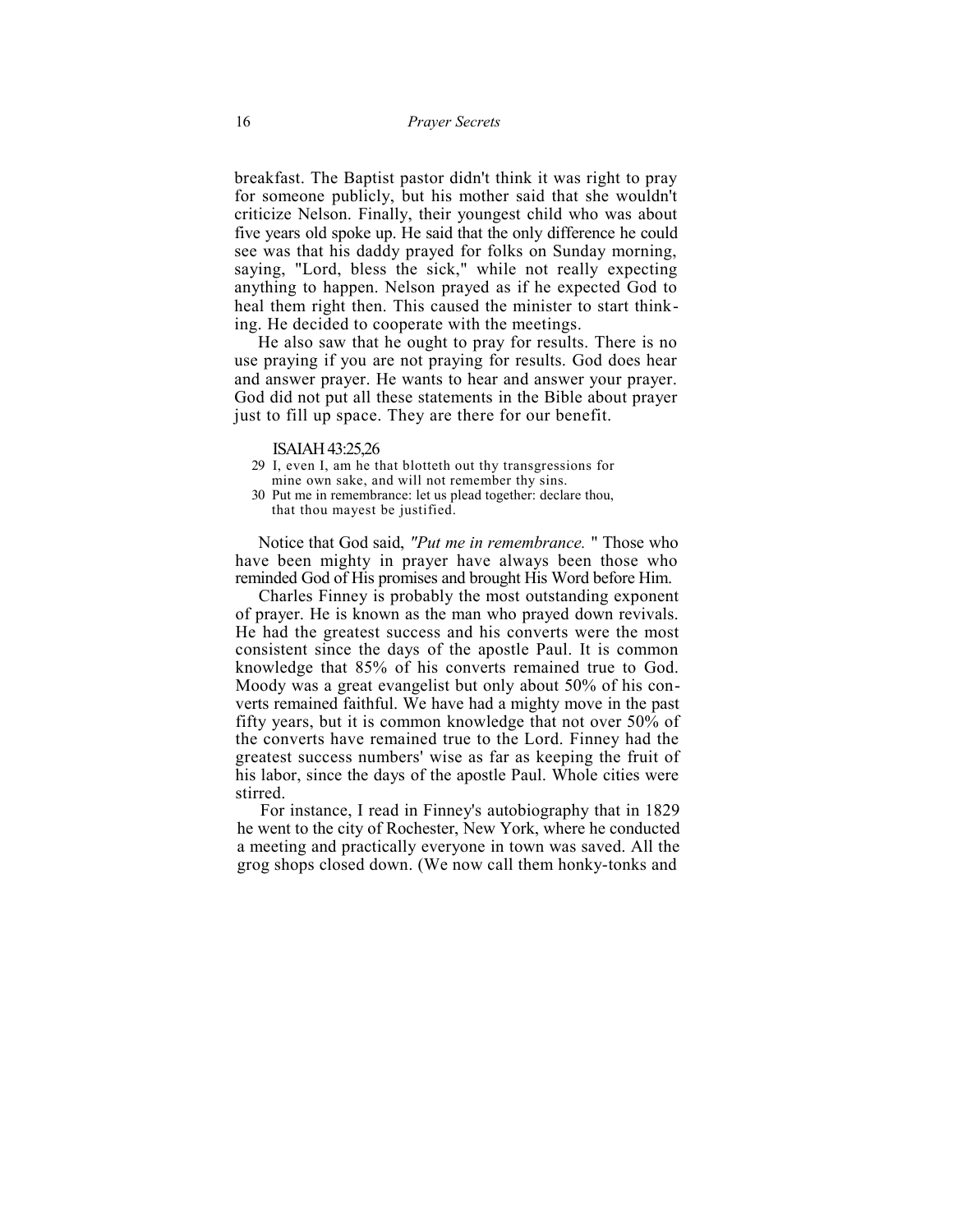breakfast. The Baptist pastor didn't think it was right to pray for someone publicly, but his mother said that she wouldn't criticize Nelson. Finally, their youngest child who was about five years old spoke up. He said that the only difference he could see was that his daddy prayed for folks on Sunday morning, saying, "Lord, bless the sick," while not really expecting anything to happen. Nelson prayed as if he expected God to heal them right then. This caused the minister to start thinking. He decided to cooperate with the meetings.

He also saw that he ought to pray for results. There is no use praying if you are not praying for results. God does hear and answer prayer. He wants to hear and answer your prayer. God did not put all these statements in the Bible about prayer just to fill up space. They are there for our benefit.

ISAIAH 43:25,26

29 I, even I, am he that blotteth out thy transgressions for mine own sake, and will not remember thy sins.
30 Put me in remembrance: let us plead together: declare thou, that thou mayest be justified.

Notice that God said, *"Put me in remembrance.* " Those who have been mighty in prayer have always been those who reminded God of His promises and brought His Word before Him.

Charles Finney is probably the most outstanding exponent of prayer. He is known as the man who prayed down revivals. He had the greatest success and his converts were the most consistent since the days of the apostle Paul. It is common knowledge that 85% of his converts remained true to God. Moody was a great evangelist but only about 50% of his converts remained faithful. We have had a mighty move in the past fifty years, but it is common knowledge that not over 50% of the converts have remained true to the Lord. Finney had the greatest success numbers' wise as far as keeping the fruit of his labor, since the days of the apostle Paul. Whole cities were stirred.

For instance, I read in Finney's autobiography that in 1829 he went to the city of Rochester, New York, where he conducted a meeting and practically everyone in town was saved. All the grog shops closed down. (We now call them honky-tonks and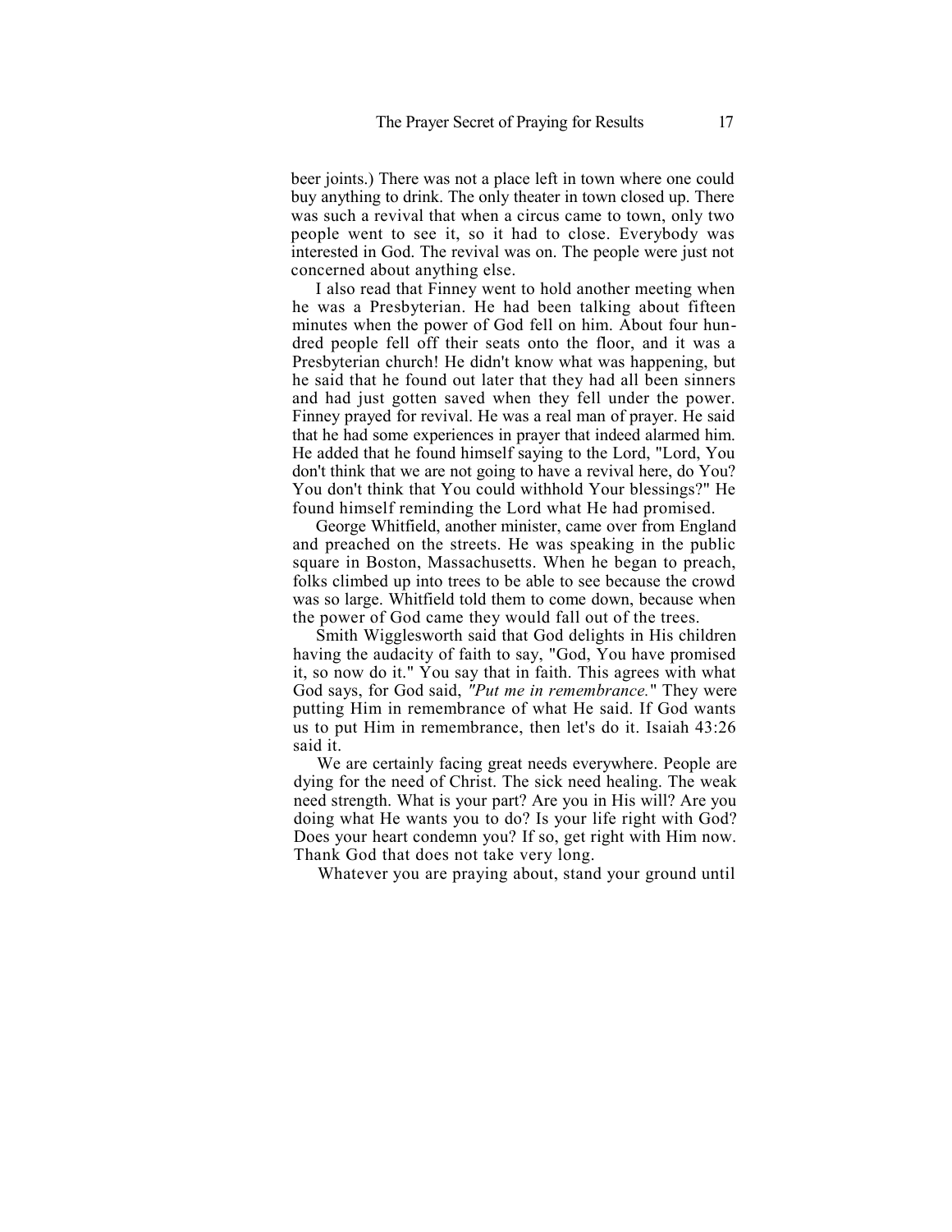beer joints.) There was not a place left in town where one could buy anything to drink. The only theater in town closed up. There was such a revival that when a circus came to town, only two people went to see it, so it had to close. Everybody was interested in God. The revival was on. The people were just not concerned about anything else.

I also read that Finney went to hold another meeting when he was a Presbyterian. He had been talking about fifteen minutes when the power of God fell on him. About four hundred people fell off their seats onto the floor, and it was a Presbyterian church! He didn't know what was happening, but he said that he found out later that they had all been sinners and had just gotten saved when they fell under the power. Finney prayed for revival. He was a real man of prayer. He said that he had some experiences in prayer that indeed alarmed him. He added that he found himself saying to the Lord, "Lord, You don't think that we are not going to have a revival here, do You? You don't think that You could withhold Your blessings?" He found himself reminding the Lord what He had promised.

George Whitfield, another minister, came over from England and preached on the streets. He was speaking in the public square in Boston, Massachusetts. When he began to preach, folks climbed up into trees to be able to see because the crowd was so large. Whitfield told them to come down, because when the power of God came they would fall out of the trees.

Smith Wigglesworth said that God delights in His children having the audacity of faith to say, "God, You have promised it, so now do it." You say that in faith. This agrees with what God says, for God said, *"Put me in remembrance."* They were putting Him in remembrance of what He said. If God wants us to put Him in remembrance, then let's do it. Isaiah 43:26 said it.

We are certainly facing great needs everywhere. People are dying for the need of Christ. The sick need healing. The weak need strength. What is your part? Are you in His will? Are you doing what He wants you to do? Is your life right with God? Does your heart condemn you? If so, get right with Him now. Thank God that does not take very long.

Whatever you are praying about, stand your ground until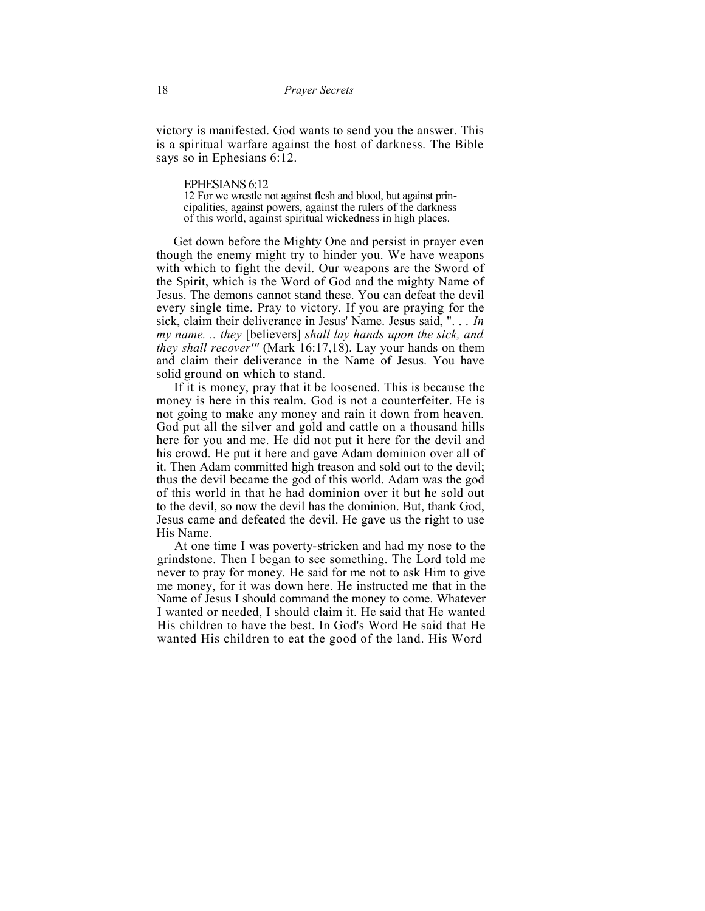victory is manifested. God wants to send you the answer. This is a spiritual warfare against the host of darkness. The Bible says so in Ephesians 6:12.

> EPHESIANS 6:12
> 12 For we wrestle not against flesh and blood, but against principalities, against powers, against the rulers of the darkness of this world, against spiritual wickedness in high places.

Get down before the Mighty One and persist in prayer even though the enemy might try to hinder you. We have weapons with which to fight the devil. Our weapons are the Sword of the Spirit, which is the Word of God and the mighty Name of Jesus. The demons cannot stand these. You can defeat the devil every single time. Pray to victory. If you are praying for the sick, claim their deliverance in Jesus' Name. Jesus said, ". . . *In my name. .. they* [believers] *shall lay hands upon the sick, and they shall recover'"* (Mark 16:17,18). Lay your hands on them and claim their deliverance in the Name of Jesus. You have solid ground on which to stand.

If it is money, pray that it be loosened. This is because the money is here in this realm. God is not a counterfeiter. He is not going to make any money and rain it down from heaven. God put all the silver and gold and cattle on a thousand hills here for you and me. He did not put it here for the devil and his crowd. He put it here and gave Adam dominion over all of it. Then Adam committed high treason and sold out to the devil; thus the devil became the god of this world. Adam was the god of this world in that he had dominion over it but he sold out to the devil, so now the devil has the dominion. But, thank God, Jesus came and defeated the devil. He gave us the right to use His Name.

At one time I was poverty-stricken and had my nose to the grindstone. Then I began to see something. The Lord told me never to pray for money. He said for me not to ask Him to give me money, for it was down here. He instructed me that in the Name of Jesus I should command the money to come. Whatever I wanted or needed, I should claim it. He said that He wanted His children to have the best. In God's Word He said that He wanted His children to eat the good of the land. His Word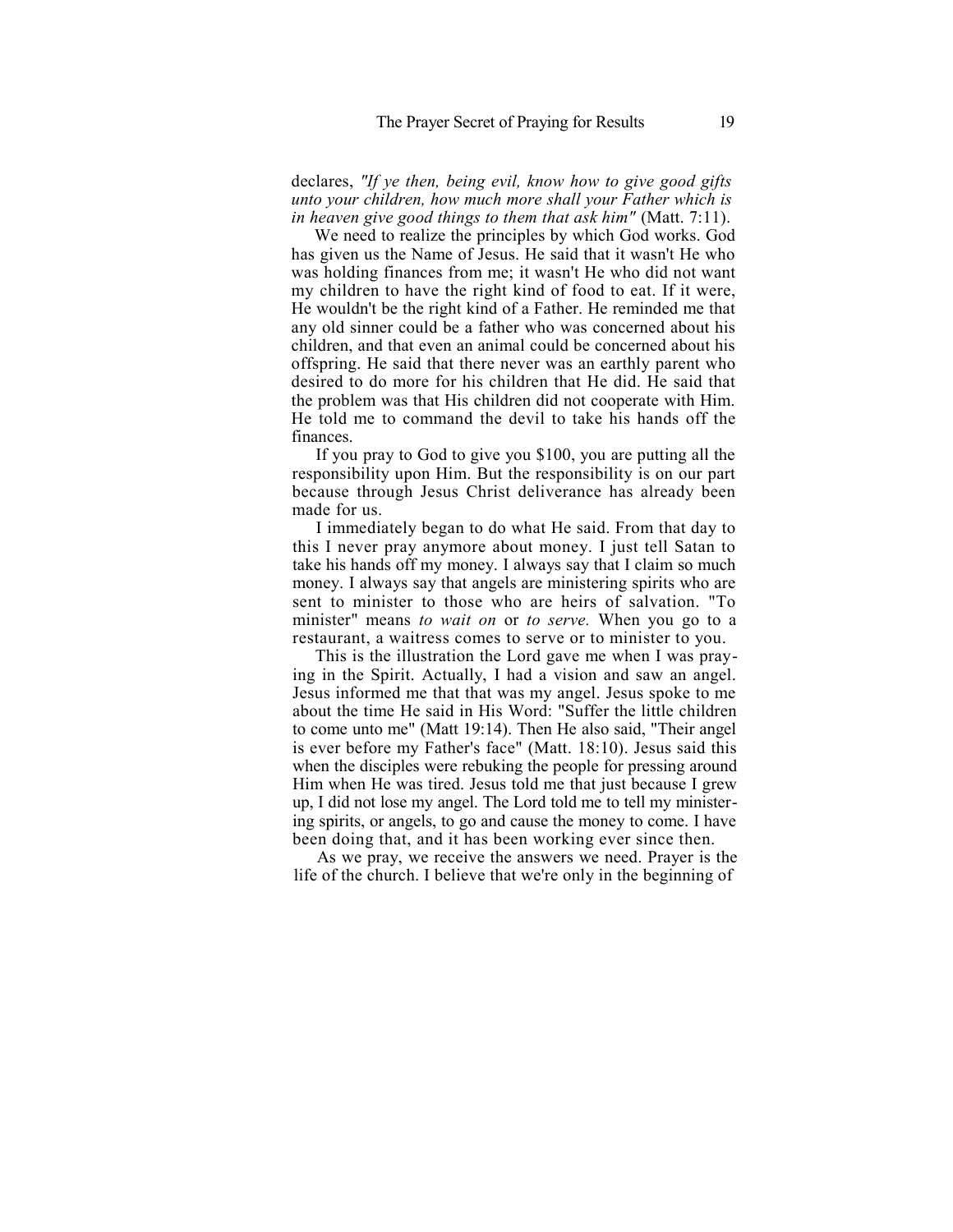declares, *"If ye then, being evil, know how to give good gifts unto your children, how much more shall your Father which is in heaven give good things to them that ask him"* (Matt. 7:11).

We need to realize the principles by which God works. God has given us the Name of Jesus. He said that it wasn't He who was holding finances from me; it wasn't He who did not want my children to have the right kind of food to eat. If it were, He wouldn't be the right kind of a Father. He reminded me that any old sinner could be a father who was concerned about his children, and that even an animal could be concerned about his offspring. He said that there never was an earthly parent who desired to do more for his children that He did. He said that the problem was that His children did not cooperate with Him. He told me to command the devil to take his hands off the finances.

If you pray to God to give you $100, you are putting all the responsibility upon Him. But the responsibility is on our part because through Jesus Christ deliverance has already been made for us.

I immediately began to do what He said. From that day to this I never pray anymore about money. I just tell Satan to take his hands off my money. I always say that I claim so much money. I always say that angels are ministering spirits who are sent to minister to those who are heirs of salvation. "To minister" means *to wait on* or *to serve.* When you go to a restaurant, a waitress comes to serve or to minister to you.

This is the illustration the Lord gave me when I was praying in the Spirit. Actually, I had a vision and saw an angel. Jesus informed me that that was my angel. Jesus spoke to me about the time He said in His Word: "Suffer the little children to come unto me" (Matt 19:14). Then He also said, "Their angel is ever before my Father's face" (Matt. 18:10). Jesus said this when the disciples were rebuking the people for pressing around Him when He was tired. Jesus told me that just because I grew up, I did not lose my angel. The Lord told me to tell my ministering spirits, or angels, to go and cause the money to come. I have been doing that, and it has been working ever since then.

As we pray, we receive the answers we need. Prayer is the life of the church. I believe that we're only in the beginning of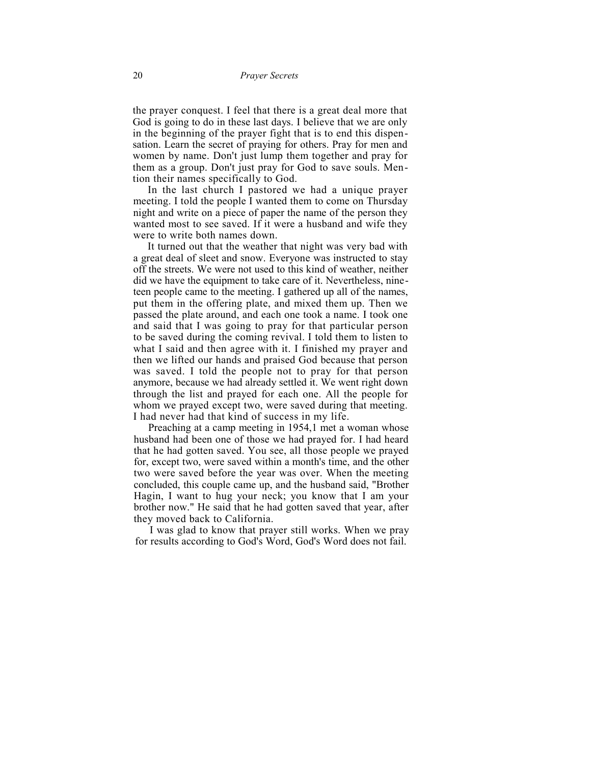the prayer conquest. I feel that there is a great deal more that God is going to do in these last days. I believe that we are only in the beginning of the prayer fight that is to end this dispensation. Learn the secret of praying for others. Pray for men and women by name. Don't just lump them together and pray for them as a group. Don't just pray for God to save souls. Mention their names specifically to God.

In the last church I pastored we had a unique prayer meeting. I told the people I wanted them to come on Thursday night and write on a piece of paper the name of the person they wanted most to see saved. If it were a husband and wife they were to write both names down.

It turned out that the weather that night was very bad with a great deal of sleet and snow. Everyone was instructed to stay off the streets. We were not used to this kind of weather, neither did we have the equipment to take care of it. Nevertheless, nineteen people came to the meeting. I gathered up all of the names, put them in the offering plate, and mixed them up. Then we passed the plate around, and each one took a name. I took one and said that I was going to pray for that particular person to be saved during the coming revival. I told them to listen to what I said and then agree with it. I finished my prayer and then we lifted our hands and praised God because that person was saved. I told the people not to pray for that person anymore, because we had already settled it. We went right down through the list and prayed for each one. All the people for whom we prayed except two, were saved during that meeting. I had never had that kind of success in my life.

Preaching at a camp meeting in 1954,1 met a woman whose husband had been one of those we had prayed for. I had heard that he had gotten saved. You see, all those people we prayed for, except two, were saved within a month's time, and the other two were saved before the year was over. When the meeting concluded, this couple came up, and the husband said, "Brother Hagin, I want to hug your neck; you know that I am your brother now." He said that he had gotten saved that year, after they moved back to California.

I was glad to know that prayer still works. When we pray for results according to God's Word, God's Word does not fail.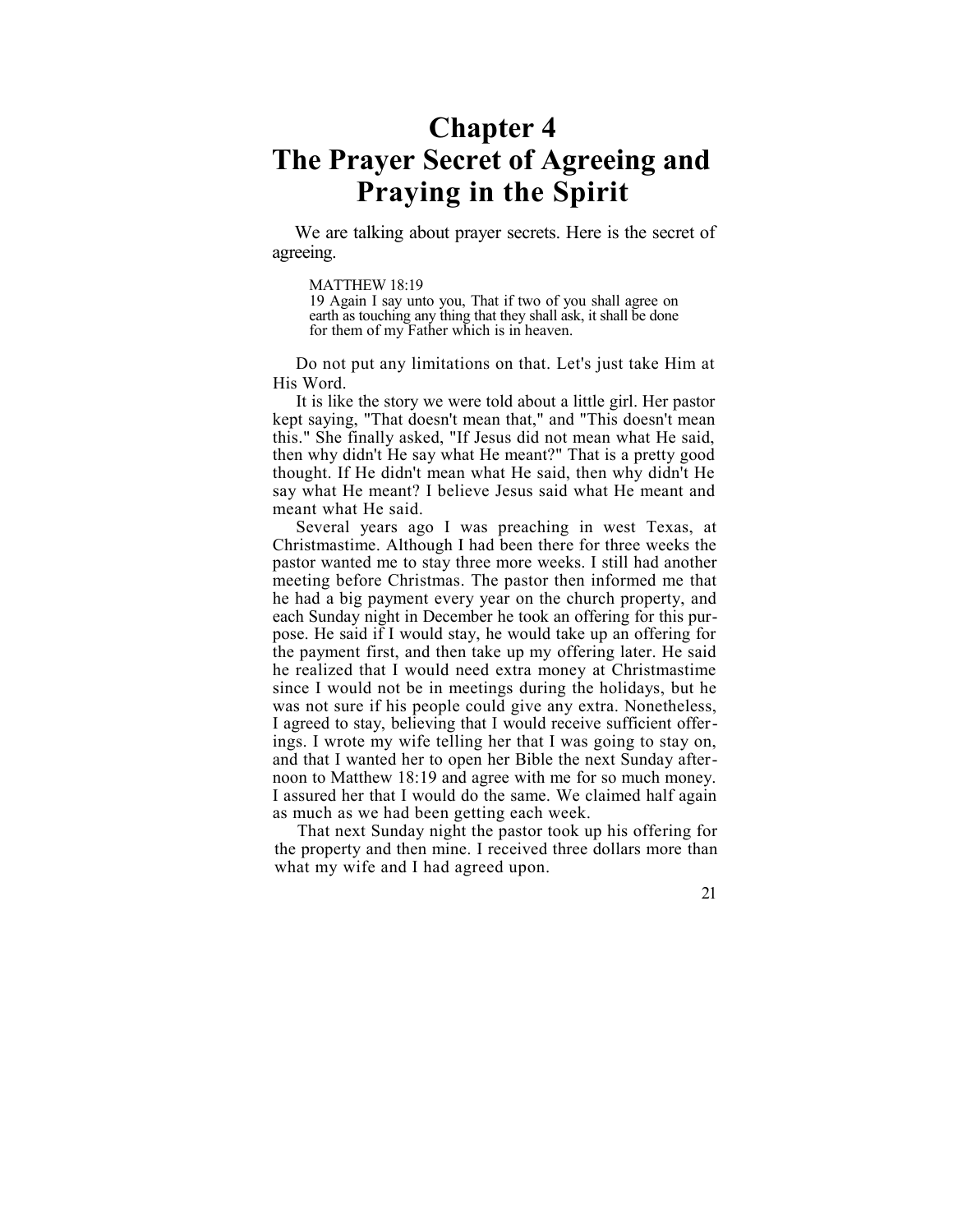# Chapter 4
# The Prayer Secret of Agreeing and Praying in the Spirit

We are talking about prayer secrets. Here is the secret of agreeing.

> MATTHEW 18:19
> 19 Again I say unto you, That if two of you shall agree on earth as touching any thing that they shall ask, it shall be done for them of my Father which is in heaven.

Do not put any limitations on that. Let's just take Him at His Word.

It is like the story we were told about a little girl. Her pastor kept saying, "That doesn't mean that," and "This doesn't mean this." She finally asked, "If Jesus did not mean what He said, then why didn't He say what He meant?" That is a pretty good thought. If He didn't mean what He said, then why didn't He say what He meant? I believe Jesus said what He meant and meant what He said.

Several years ago I was preaching in west Texas, at Christmastime. Although I had been there for three weeks the pastor wanted me to stay three more weeks. I still had another meeting before Christmas. The pastor then informed me that he had a big payment every year on the church property, and each Sunday night in December he took an offering for this purpose. He said if I would stay, he would take up an offering for the payment first, and then take up my offering later. He said he realized that I would need extra money at Christmastime since I would not be in meetings during the holidays, but he was not sure if his people could give any extra. Nonetheless, I agreed to stay, believing that I would receive sufficient offerings. I wrote my wife telling her that I was going to stay on, and that I wanted her to open her Bible the next Sunday afternoon to Matthew 18:19 and agree with me for so much money. I assured her that I would do the same. We claimed half again as much as we had been getting each week.

That next Sunday night the pastor took up his offering for the property and then mine. I received three dollars more than what my wife and I had agreed upon.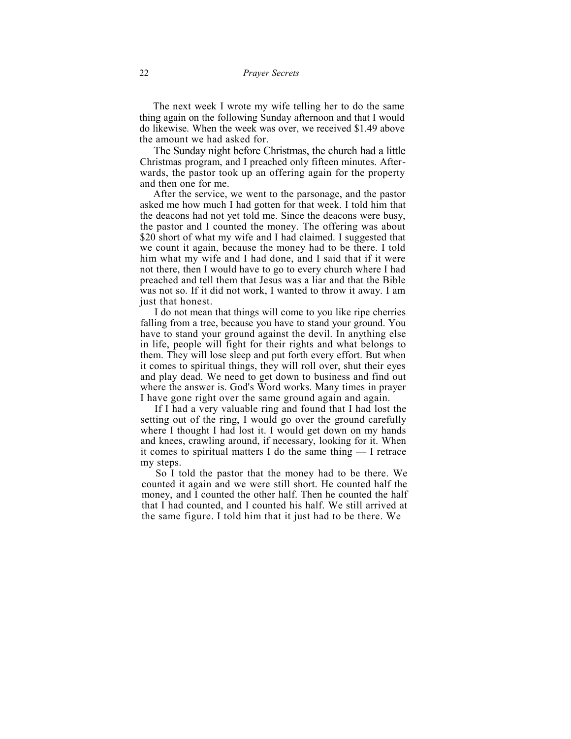The next week I wrote my wife telling her to do the same thing again on the following Sunday afternoon and that I would do likewise. When the week was over, we received $1.49 above the amount we had asked for.

The Sunday night before Christmas, the church had a little Christmas program, and I preached only fifteen minutes. Afterwards, the pastor took up an offering again for the property and then one for me.

After the service, we went to the parsonage, and the pastor asked me how much I had gotten for that week. I told him that the deacons had not yet told me. Since the deacons were busy, the pastor and I counted the money. The offering was about $20 short of what my wife and I had claimed. I suggested that we count it again, because the money had to be there. I told him what my wife and I had done, and I said that if it were not there, then I would have to go to every church where I had preached and tell them that Jesus was a liar and that the Bible was not so. If it did not work, I wanted to throw it away. I am just that honest.

I do not mean that things will come to you like ripe cherries falling from a tree, because you have to stand your ground. You have to stand your ground against the devil. In anything else in life, people will fight for their rights and what belongs to them. They will lose sleep and put forth every effort. But when it comes to spiritual things, they will roll over, shut their eyes and play dead. We need to get down to business and find out where the answer is. God's Word works. Many times in prayer I have gone right over the same ground again and again.

If I had a very valuable ring and found that I had lost the setting out of the ring, I would go over the ground carefully where I thought I had lost it. I would get down on my hands and knees, crawling around, if necessary, looking for it. When it comes to spiritual matters I do the same thing — I retrace my steps.

So I told the pastor that the money had to be there. We counted it again and we were still short. He counted half the money, and I counted the other half. Then he counted the half that I had counted, and I counted his half. We still arrived at the same figure. I told him that it just had to be there. We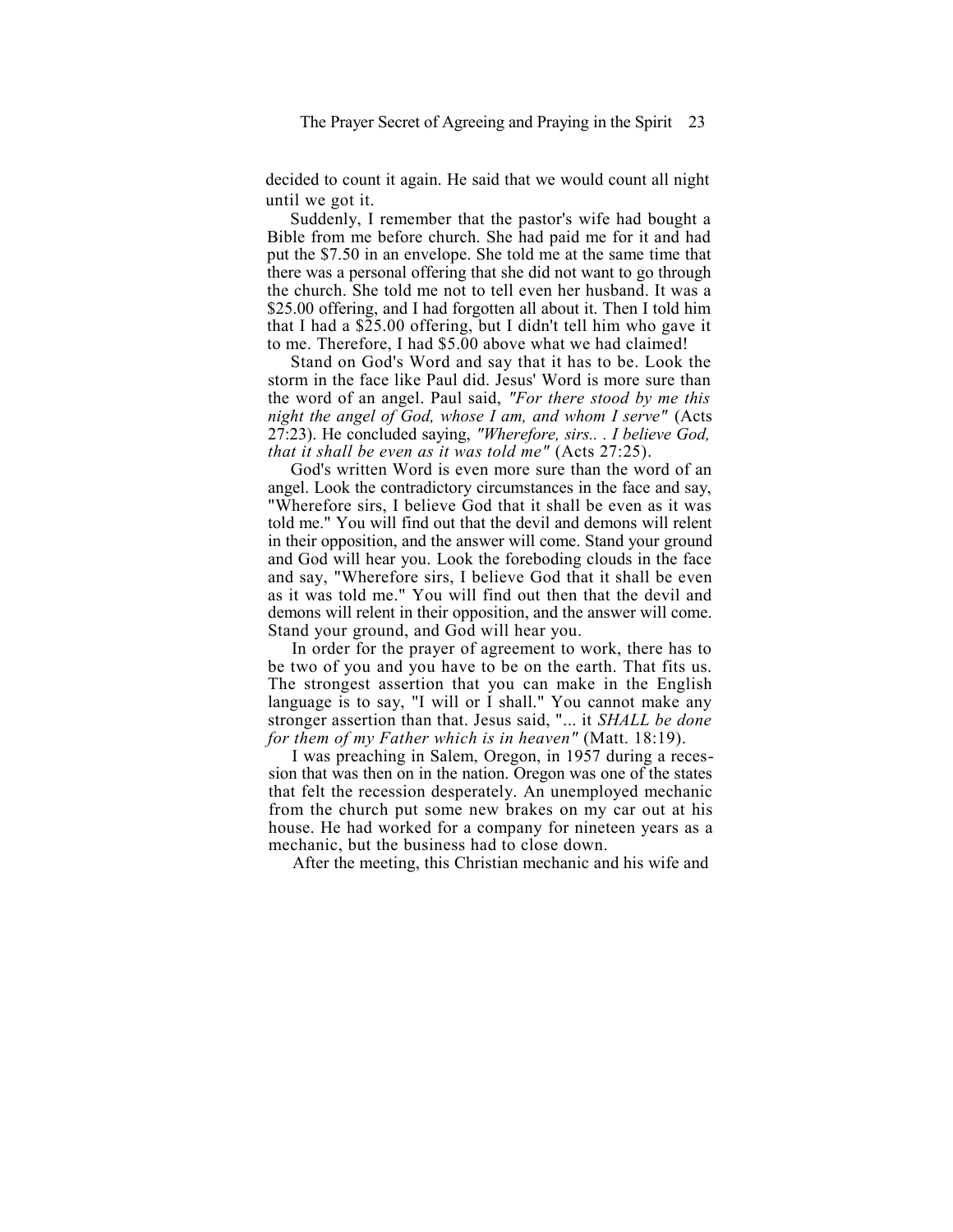decided to count it again. He said that we would count all night until we got it.

Suddenly, I remember that the pastor's wife had bought a Bible from me before church. She had paid me for it and had put the $7.50 in an envelope. She told me at the same time that there was a personal offering that she did not want to go through the church. She told me not to tell even her husband. It was a $25.00 offering, and I had forgotten all about it. Then I told him that I had a $25.00 offering, but I didn't tell him who gave it to me. Therefore, I had $5.00 above what we had claimed!

Stand on God's Word and say that it has to be. Look the storm in the face like Paul did. Jesus' Word is more sure than the word of an angel. Paul said, *"For there stood by me this night the angel of God, whose I am, and whom I serve"* (Acts 27:23). He concluded saying, *"Wherefore, sirs.. . I believe God, that it shall be even as it was told me"* (Acts 27:25).

God's written Word is even more sure than the word of an angel. Look the contradictory circumstances in the face and say, "Wherefore sirs, I believe God that it shall be even as it was told me." You will find out that the devil and demons will relent in their opposition, and the answer will come. Stand your ground and God will hear you. Look the foreboding clouds in the face and say, "Wherefore sirs, I believe God that it shall be even as it was told me." You will find out then that the devil and demons will relent in their opposition, and the answer will come. Stand your ground, and God will hear you.

In order for the prayer of agreement to work, there has to be two of you and you have to be on the earth. That fits us. The strongest assertion that you can make in the English language is to say, "I will or I shall." You cannot make any stronger assertion than that. Jesus said, "... it *SHALL be done for them of my Father which is in heaven"* (Matt. 18:19).

I was preaching in Salem, Oregon, in 1957 during a recession that was then on in the nation. Oregon was one of the states that felt the recession desperately. An unemployed mechanic from the church put some new brakes on my car out at his house. He had worked for a company for nineteen years as a mechanic, but the business had to close down.

After the meeting, this Christian mechanic and his wife and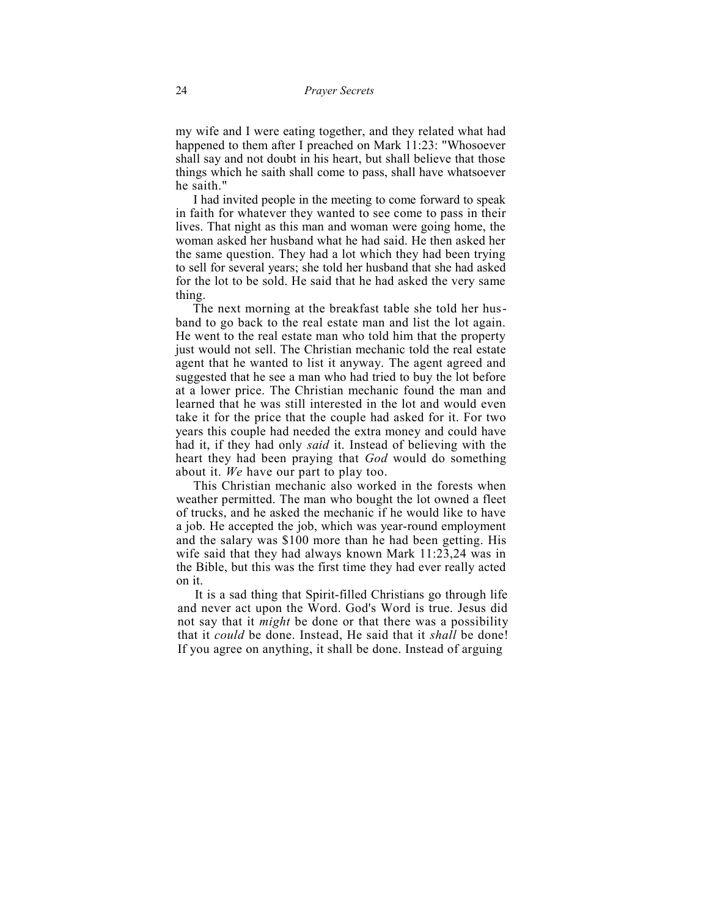my wife and I were eating together, and they related what had happened to them after I preached on Mark 11:23: "Whosoever shall say and not doubt in his heart, but shall believe that those things which he saith shall come to pass, shall have whatsoever he saith."

I had invited people in the meeting to come forward to speak in faith for whatever they wanted to see come to pass in their lives. That night as this man and woman were going home, the woman asked her husband what he had said. He then asked her the same question. They had a lot which they had been trying to sell for several years; she told her husband that she had asked for the lot to be sold. He said that he had asked the very same thing.

The next morning at the breakfast table she told her husband to go back to the real estate man and list the lot again. He went to the real estate man who told him that the property just would not sell. The Christian mechanic told the real estate agent that he wanted to list it anyway. The agent agreed and suggested that he see a man who had tried to buy the lot before at a lower price. The Christian mechanic found the man and learned that he was still interested in the lot and would even take it for the price that the couple had asked for it. For two years this couple had needed the extra money and could have had it, if they had only *said* it. Instead of believing with the heart they had been praying that *God* would do something about it. *We* have our part to play too.

This Christian mechanic also worked in the forests when weather permitted. The man who bought the lot owned a fleet of trucks, and he asked the mechanic if he would like to have a job. He accepted the job, which was year-round employment and the salary was $100 more than he had been getting. His wife said that they had always known Mark 11:23,24 was in the Bible, but this was the first time they had ever really acted on it.

It is a sad thing that Spirit-filled Christians go through life and never act upon the Word. God's Word is true. Jesus did not say that it *might* be done or that there was a possibility that it *could* be done. Instead, He said that it *shall* be done! If you agree on anything, it shall be done. Instead of arguing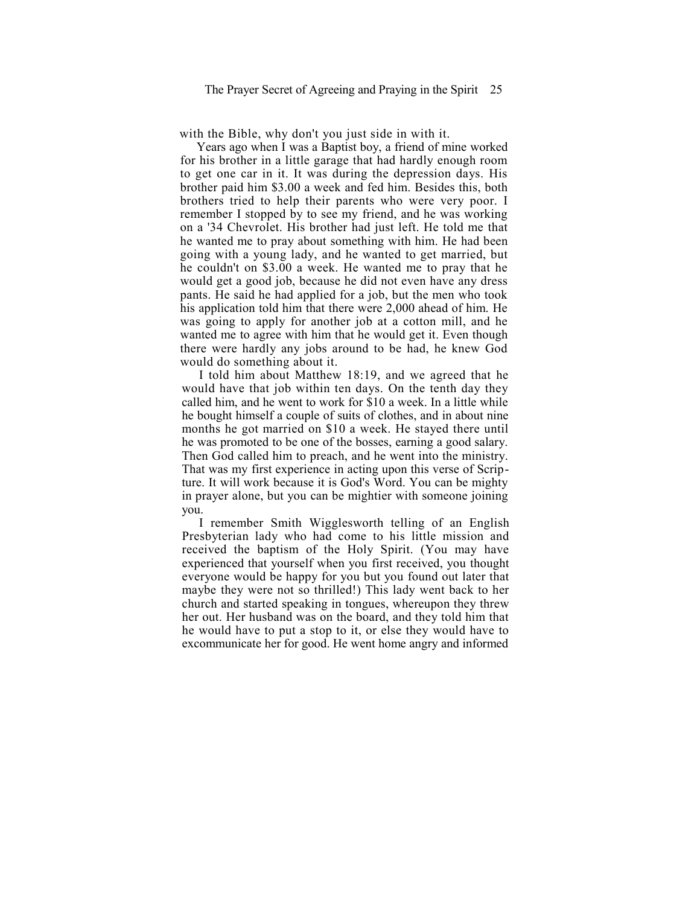with the Bible, why don't you just side in with it.

Years ago when I was a Baptist boy, a friend of mine worked for his brother in a little garage that had hardly enough room to get one car in it. It was during the depression days. His brother paid him $3.00 a week and fed him. Besides this, both brothers tried to help their parents who were very poor. I remember I stopped by to see my friend, and he was working on a '34 Chevrolet. His brother had just left. He told me that he wanted me to pray about something with him. He had been going with a young lady, and he wanted to get married, but he couldn't on $3.00 a week. He wanted me to pray that he would get a good job, because he did not even have any dress pants. He said he had applied for a job, but the men who took his application told him that there were 2,000 ahead of him. He was going to apply for another job at a cotton mill, and he wanted me to agree with him that he would get it. Even though there were hardly any jobs around to be had, he knew God would do something about it.

I told him about Matthew 18:19, and we agreed that he would have that job within ten days. On the tenth day they called him, and he went to work for $10 a week. In a little while he bought himself a couple of suits of clothes, and in about nine months he got married on $10 a week. He stayed there until he was promoted to be one of the bosses, earning a good salary. Then God called him to preach, and he went into the ministry. That was my first experience in acting upon this verse of Scripture. It will work because it is God's Word. You can be mighty in prayer alone, but you can be mightier with someone joining you.

I remember Smith Wigglesworth telling of an English Presbyterian lady who had come to his little mission and received the baptism of the Holy Spirit. (You may have experienced that yourself when you first received, you thought everyone would be happy for you but you found out later that maybe they were not so thrilled!) This lady went back to her church and started speaking in tongues, whereupon they threw her out. Her husband was on the board, and they told him that he would have to put a stop to it, or else they would have to excommunicate her for good. He went home angry and informed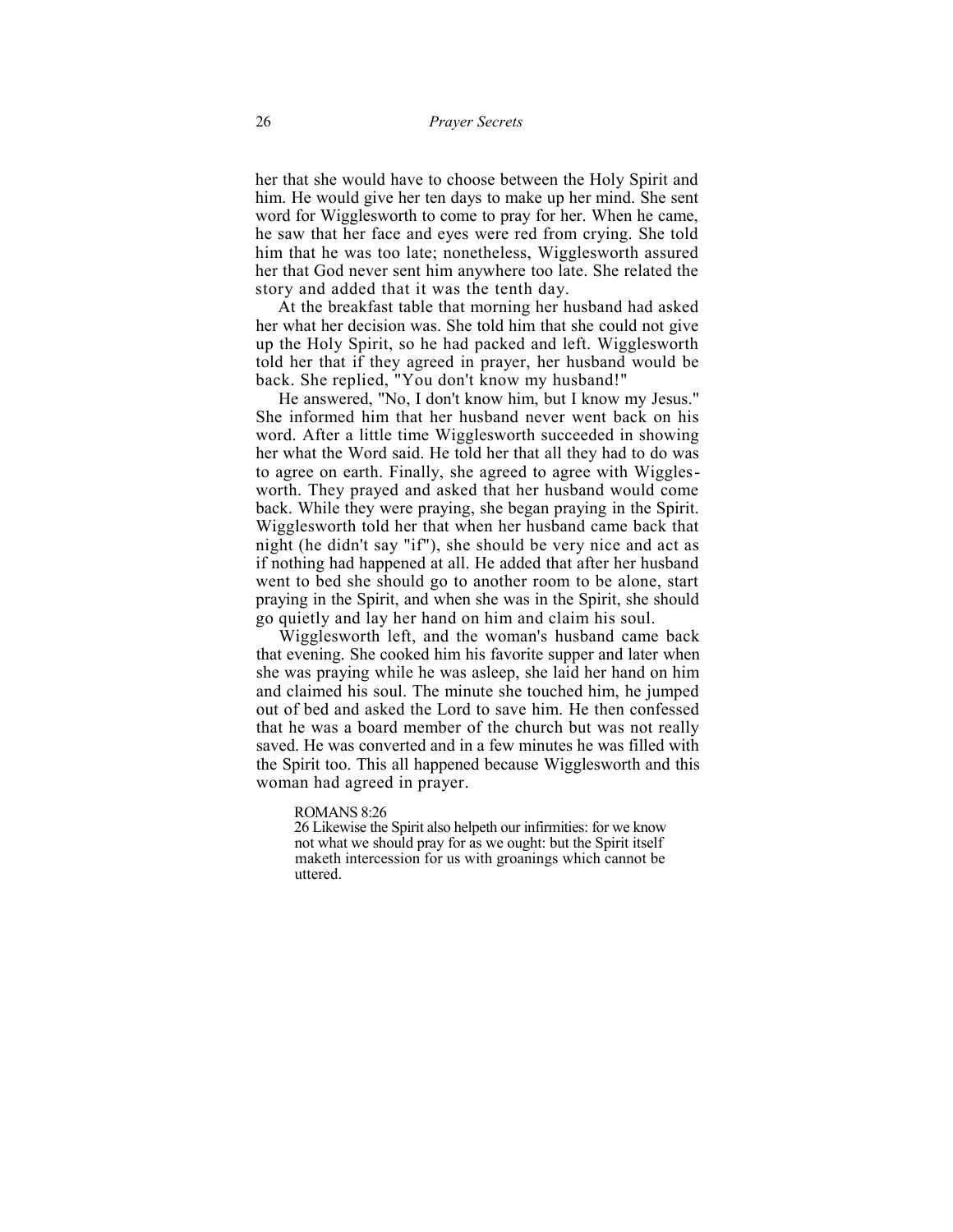her that she would have to choose between the Holy Spirit and him. He would give her ten days to make up her mind. She sent word for Wigglesworth to come to pray for her. When he came, he saw that her face and eyes were red from crying. She told him that he was too late; nonetheless, Wigglesworth assured her that God never sent him anywhere too late. She related the story and added that it was the tenth day.

At the breakfast table that morning her husband had asked her what her decision was. She told him that she could not give up the Holy Spirit, so he had packed and left. Wigglesworth told her that if they agreed in prayer, her husband would be back. She replied, "You don't know my husband!"

He answered, "No, I don't know him, but I know my Jesus." She informed him that her husband never went back on his word. After a little time Wigglesworth succeeded in showing her what the Word said. He told her that all they had to do was to agree on earth. Finally, she agreed to agree with Wigglesworth. They prayed and asked that her husband would come back. While they were praying, she began praying in the Spirit. Wigglesworth told her that when her husband came back that night (he didn't say "if"), she should be very nice and act as if nothing had happened at all. He added that after her husband went to bed she should go to another room to be alone, start praying in the Spirit, and when she was in the Spirit, she should go quietly and lay her hand on him and claim his soul.

Wigglesworth left, and the woman's husband came back that evening. She cooked him his favorite supper and later when she was praying while he was asleep, she laid her hand on him and claimed his soul. The minute she touched him, he jumped out of bed and asked the Lord to save him. He then confessed that he was a board member of the church but was not really saved. He was converted and in a few minutes he was filled with the Spirit too. This all happened because Wigglesworth and this woman had agreed in prayer.

> ROMANS 8:26
> 26 Likewise the Spirit also helpeth our infirmities: for we know not what we should pray for as we ought: but the Spirit itself maketh intercession for us with groanings which cannot be uttered.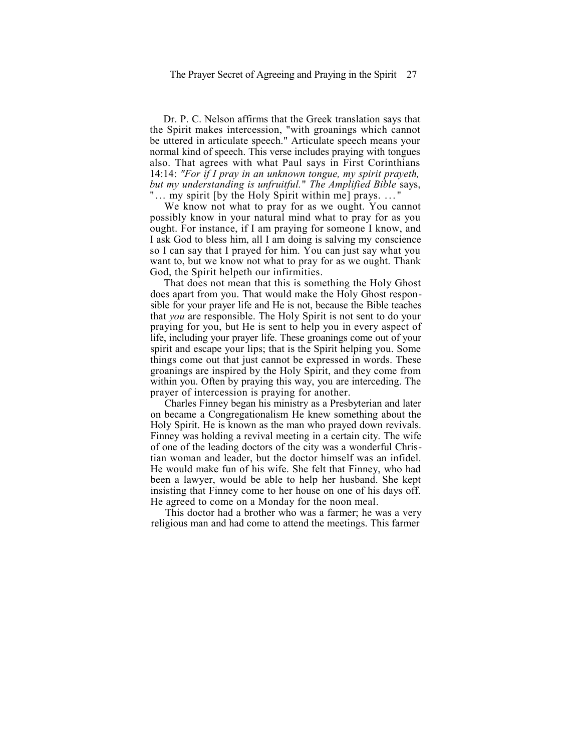Dr. P. C. Nelson affirms that the Greek translation says that the Spirit makes intercession, "with groanings which cannot be uttered in articulate speech." Articulate speech means your normal kind of speech. This verse includes praying with tongues also. That agrees with what Paul says in First Corinthians 14:14: *"For if I pray in an unknown tongue, my spirit prayeth, but my understanding is unfruitful."* *The Amplified Bible* says, "... my spirit [by the Holy Spirit within me] prays. ..."

We know not what to pray for as we ought. You cannot possibly know in your natural mind what to pray for as you ought. For instance, if I am praying for someone I know, and I ask God to bless him, all I am doing is salving my conscience so I can say that I prayed for him. You can just say what you want to, but we know not what to pray for as we ought. Thank God, the Spirit helpeth our infirmities.

That does not mean that this is something the Holy Ghost does apart from you. That would make the Holy Ghost responsible for your prayer life and He is not, because the Bible teaches that *you* are responsible. The Holy Spirit is not sent to do your praying for you, but He is sent to help you in every aspect of life, including your prayer life. These groanings come out of your spirit and escape your lips; that is the Spirit helping you. Some things come out that just cannot be expressed in words. These groanings are inspired by the Holy Spirit, and they come from within you. Often by praying this way, you are interceding. The prayer of intercession is praying for another.

Charles Finney began his ministry as a Presbyterian and later on became a Congregationalism He knew something about the Holy Spirit. He is known as the man who prayed down revivals. Finney was holding a revival meeting in a certain city. The wife of one of the leading doctors of the city was a wonderful Christian woman and leader, but the doctor himself was an infidel. He would make fun of his wife. She felt that Finney, who had been a lawyer, would be able to help her husband. She kept insisting that Finney come to her house on one of his days off. He agreed to come on a Monday for the noon meal.

This doctor had a brother who was a farmer; he was a very religious man and had come to attend the meetings. This farmer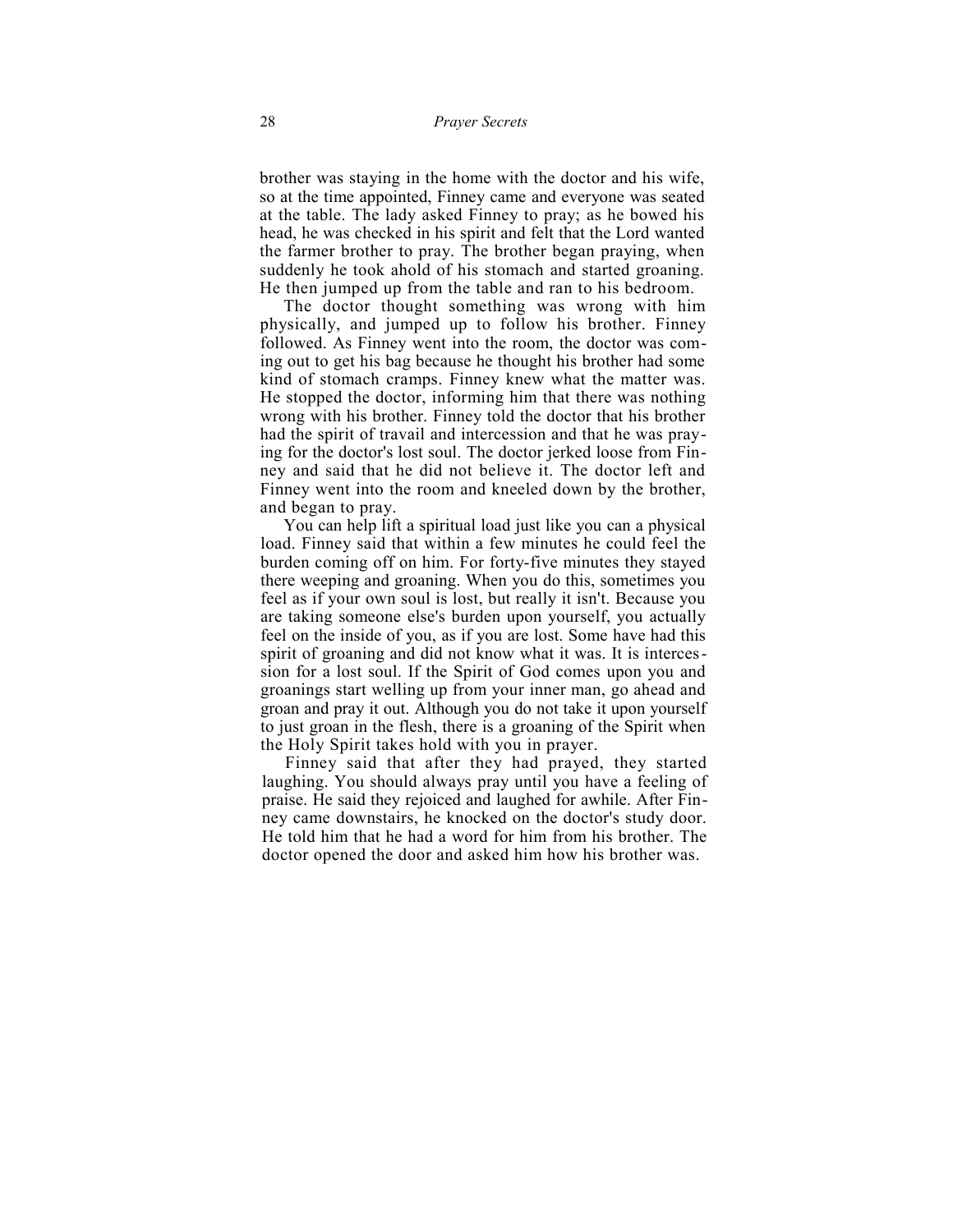brother was staying in the home with the doctor and his wife, so at the time appointed, Finney came and everyone was seated at the table. The lady asked Finney to pray; as he bowed his head, he was checked in his spirit and felt that the Lord wanted the farmer brother to pray. The brother began praying, when suddenly he took ahold of his stomach and started groaning. He then jumped up from the table and ran to his bedroom.

The doctor thought something was wrong with him physically, and jumped up to follow his brother. Finney followed. As Finney went into the room, the doctor was coming out to get his bag because he thought his brother had some kind of stomach cramps. Finney knew what the matter was. He stopped the doctor, informing him that there was nothing wrong with his brother. Finney told the doctor that his brother had the spirit of travail and intercession and that he was praying for the doctor's lost soul. The doctor jerked loose from Finney and said that he did not believe it. The doctor left and Finney went into the room and kneeled down by the brother, and began to pray.

You can help lift a spiritual load just like you can a physical load. Finney said that within a few minutes he could feel the burden coming off on him. For forty-five minutes they stayed there weeping and groaning. When you do this, sometimes you feel as if your own soul is lost, but really it isn't. Because you are taking someone else's burden upon yourself, you actually feel on the inside of you, as if you are lost. Some have had this spirit of groaning and did not know what it was. It is intercession for a lost soul. If the Spirit of God comes upon you and groanings start welling up from your inner man, go ahead and groan and pray it out. Although you do not take it upon yourself to just groan in the flesh, there is a groaning of the Spirit when the Holy Spirit takes hold with you in prayer.

Finney said that after they had prayed, they started laughing. You should always pray until you have a feeling of praise. He said they rejoiced and laughed for awhile. After Finney came downstairs, he knocked on the doctor's study door. He told him that he had a word for him from his brother. The doctor opened the door and asked him how his brother was.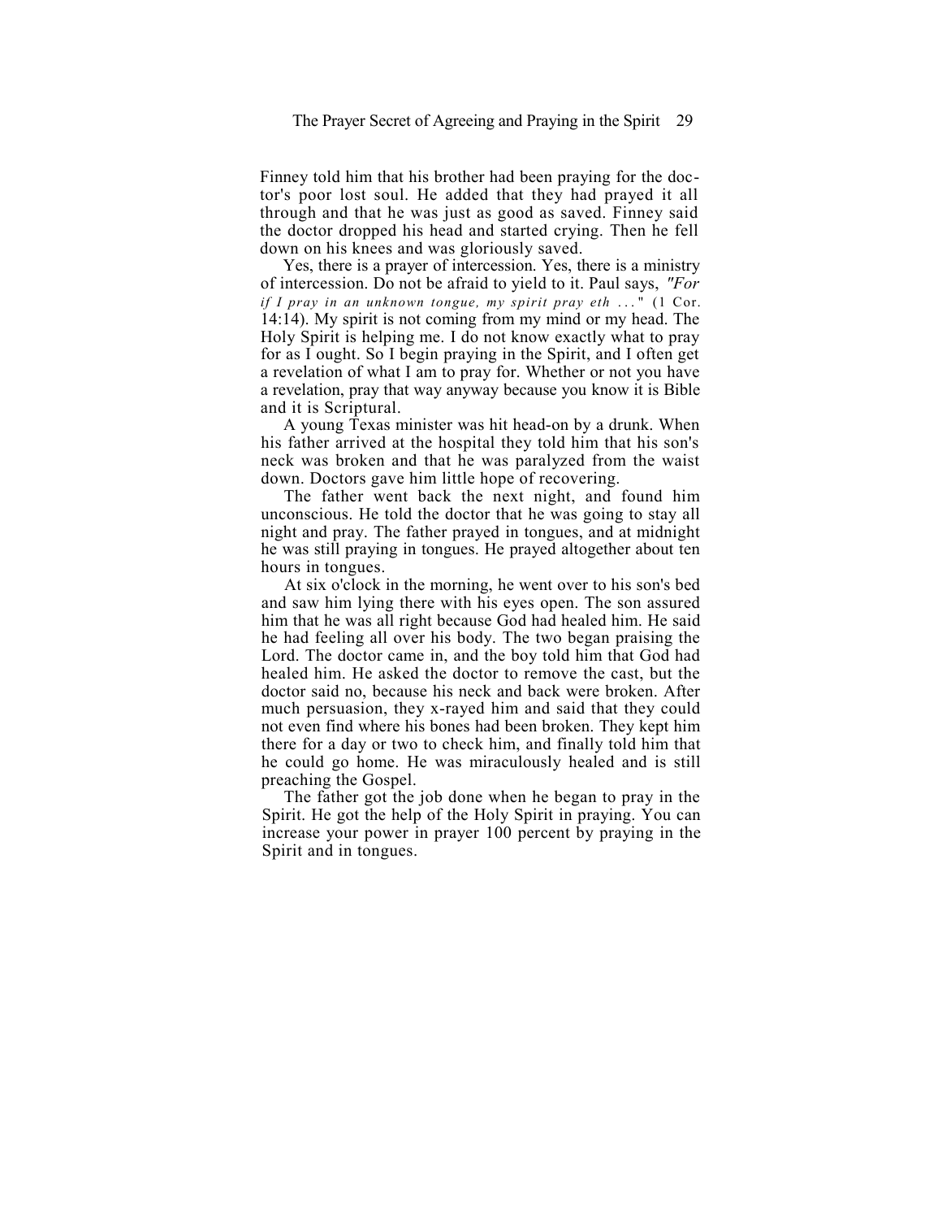Finney told him that his brother had been praying for the doctor's poor lost soul. He added that they had prayed it all through and that he was just as good as saved. Finney said the doctor dropped his head and started crying. Then he fell down on his knees and was gloriously saved.

Yes, there is a prayer of intercession. Yes, there is a ministry of intercession. Do not be afraid to yield to it. Paul says, *"For if I pray in an unknown tongue, my spirit prayeth . . ."* (1 Cor. 14:14). My spirit is not coming from my mind or my head. The Holy Spirit is helping me. I do not know exactly what to pray for as I ought. So I begin praying in the Spirit, and I often get a revelation of what I am to pray for. Whether or not you have a revelation, pray that way anyway because you know it is Bible and it is Scriptural.

A young Texas minister was hit head-on by a drunk. When his father arrived at the hospital they told him that his son's neck was broken and that he was paralyzed from the waist down. Doctors gave him little hope of recovering.

The father went back the next night, and found him unconscious. He told the doctor that he was going to stay all night and pray. The father prayed in tongues, and at midnight he was still praying in tongues. He prayed altogether about ten hours in tongues.

At six o'clock in the morning, he went over to his son's bed and saw him lying there with his eyes open. The son assured him that he was all right because God had healed him. He said he had feeling all over his body. The two began praising the Lord. The doctor came in, and the boy told him that God had healed him. He asked the doctor to remove the cast, but the doctor said no, because his neck and back were broken. After much persuasion, they x-rayed him and said that they could not even find where his bones had been broken. They kept him there for a day or two to check him, and finally told him that he could go home. He was miraculously healed and is still preaching the Gospel.

The father got the job done when he began to pray in the Spirit. He got the help of the Holy Spirit in praying. You can increase your power in prayer 100 percent by praying in the Spirit and in tongues.